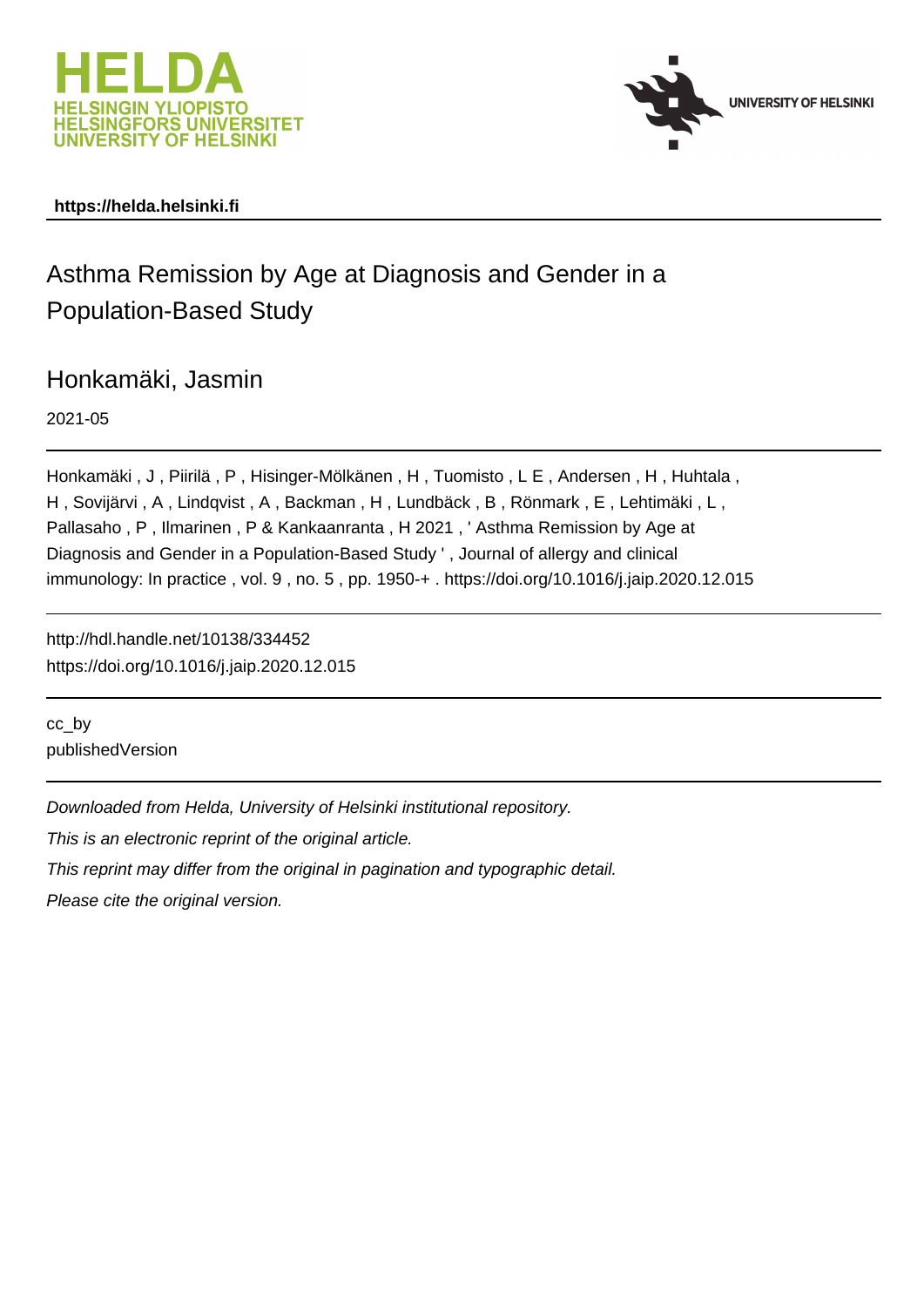HELDA
HELSINGIN YLIOPISTO
HELSINGFORS UNIVERSITET
UNIVERSITY OF HELSINKI

UNIVERSITY OF HELSINKI

**https://helda.helsinki.fi**

# Asthma Remission by Age at Diagnosis and Gender in a Population-Based Study

## Honkamäki, Jasmin

2021-05

Honkamäki , J , Piirilä , P , Hisinger-Mölkänen , H , Tuomisto , L E , Andersen , H , Huhtala , H , Sovijärvi , A , Lindqvist , A , Backman , H , Lundbäck , B , Rönmark , E , Lehtimäki , L , Pallasaho , P , Ilmarinen , P & Kankaanranta , H 2021 , ' Asthma Remission by Age at Diagnosis and Gender in a Population-Based Study ' , Journal of allergy and clinical immunology: In practice , vol. 9 , no. 5 , pp. 1950-+ . https://doi.org/10.1016/j.jaip.2020.12.015

http://hdl.handle.net/10138/334452
https://doi.org/10.1016/j.jaip.2020.12.015

cc_by
publishedVersion

*Downloaded from Helda, University of Helsinki institutional repository.*

*This is an electronic reprint of the original article.*

*This reprint may differ from the original in pagination and typographic detail.*

*Please cite the original version.*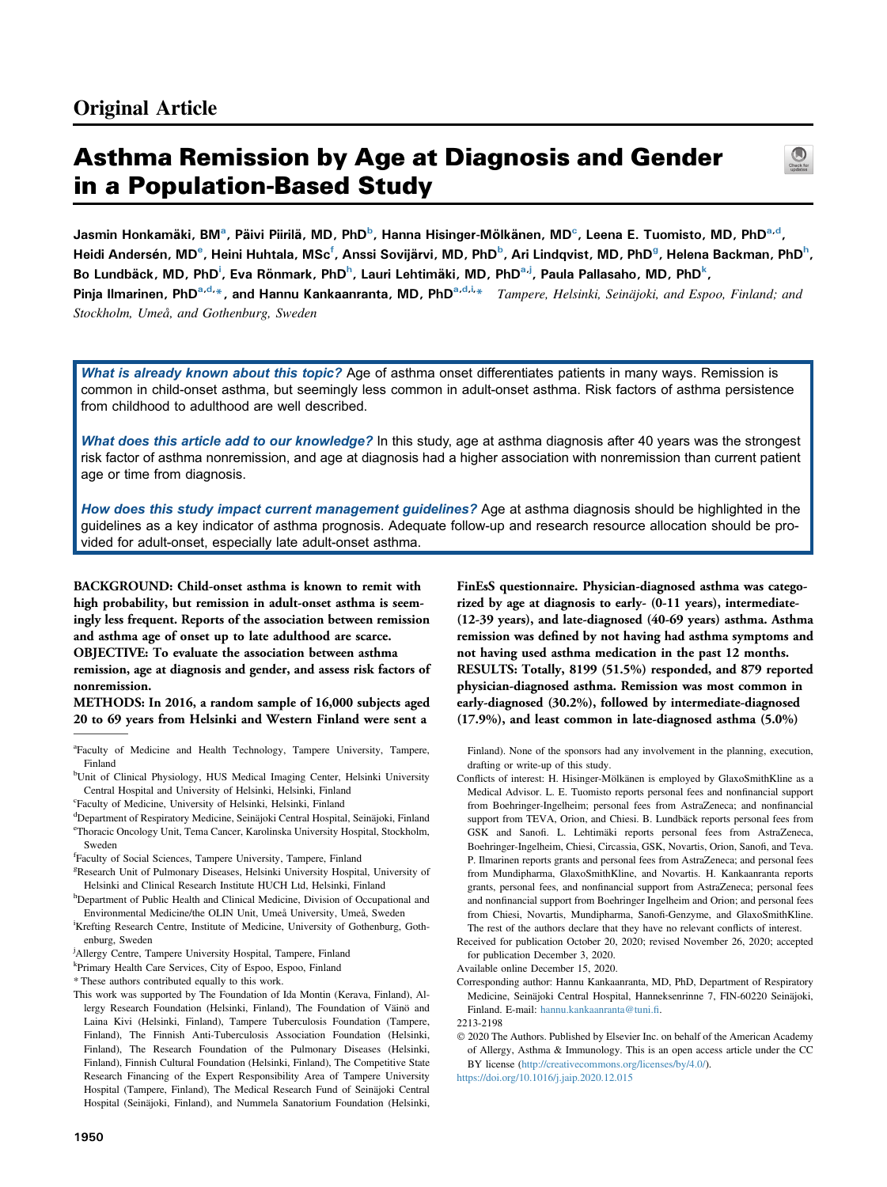# Original Article

# Asthma Remission by Age at Diagnosis and Gender in a Population-Based Study

Jasmin Honkamäki, BM[a], Päivi Piirilä, MD, PhD[b], Hanna Hisinger-Mölkänen, MD[c], Leena E. Tuomisto, MD, PhD[a,d], Heidi Andersén, MD[e], Heini Huhtala, MSc[f], Anssi Sovijärvi, MD, PhD[b], Ari Lindqvist, MD, PhD[g], Helena Backman, PhD[h], Bo Lundbäck, MD, PhD[i], Eva Rönmark, PhD[h], Lauri Lehtimäki, MD, PhD[a,j], Paula Pallasaho, MD, PhD[k], Pinja Ilmarinen, PhD[a,d,*], and Hannu Kankaanranta, MD, PhD[a,d,i,*] *Tampere, Helsinki, Seinäjoki, and Espoo, Finland; and Stockholm, Umeå, and Gothenburg, Sweden*

***What is already known about this topic?*** Age of asthma onset differentiates patients in many ways. Remission is common in child-onset asthma, but seemingly less common in adult-onset asthma. Risk factors of asthma persistence from childhood to adulthood are well described.

***What does this article add to our knowledge?*** In this study, age at asthma diagnosis after 40 years was the strongest risk factor of asthma nonremission, and age at diagnosis had a higher association with nonremission than current patient age or time from diagnosis.

***How does this study impact current management guidelines?*** Age at asthma diagnosis should be highlighted in the guidelines as a key indicator of asthma prognosis. Adequate follow-up and research resource allocation should be provided for adult-onset, especially late adult-onset asthma.

**BACKGROUND: Child-onset asthma is known to remit with high probability, but remission in adult-onset asthma is seemingly less frequent. Reports of the association between remission and asthma age of onset up to late adulthood are scarce.**
**OBJECTIVE: To evaluate the association between asthma remission, age at diagnosis and gender, and assess risk factors of nonremission.**
**METHODS: In 2016, a random sample of 16,000 subjects aged 20 to 69 years from Helsinki and Western Finland were sent a FinEsS questionnaire. Physician-diagnosed asthma was categorized by age at diagnosis to early- (0-11 years), intermediate- (12-39 years), and late-diagnosed (40-69 years) asthma. Asthma remission was defined by not having had asthma symptoms and not having used asthma medication in the past 12 months.**
**RESULTS: Totally, 8199 (51.5%) responded, and 879 reported physician-diagnosed asthma. Remission was most common in early-diagnosed (30.2%), followed by intermediate-diagnosed (17.9%), and least common in late-diagnosed asthma (5.0%)**

[a]Faculty of Medicine and Health Technology, Tampere University, Tampere, Finland
[b]Unit of Clinical Physiology, HUS Medical Imaging Center, Helsinki University Central Hospital and University of Helsinki, Helsinki, Finland
[c]Faculty of Medicine, University of Helsinki, Helsinki, Finland
[d]Department of Respiratory Medicine, Seinäjoki Central Hospital, Seinäjoki, Finland
[e]Thoracic Oncology Unit, Tema Cancer, Karolinska University Hospital, Stockholm, Sweden
[f]Faculty of Social Sciences, Tampere University, Tampere, Finland
[g]Research Unit of Pulmonary Diseases, Helsinki University Hospital, University of Helsinki and Clinical Research Institute HUCH Ltd, Helsinki, Finland
[h]Department of Public Health and Clinical Medicine, Division of Occupational and Environmental Medicine/the OLIN Unit, Umeå University, Umeå, Sweden
[i]Krefting Research Centre, Institute of Medicine, University of Gothenburg, Gothenburg, Sweden
[j]Allergy Centre, Tampere University Hospital, Tampere, Finland
[k]Primary Health Care Services, City of Espoo, Espoo, Finland
*These authors contributed equally to this work.

This work was supported by The Foundation of Ida Montin (Kerava, Finland), Allergy Research Foundation (Helsinki, Finland), The Foundation of Väinö and Laina Kivi (Helsinki, Finland), Tampere Tuberculosis Foundation (Tampere, Finland), The Finnish Anti-Tuberculosis Association Foundation (Helsinki, Finland), The Research Foundation of the Pulmonary Diseases (Helsinki, Finland), Finnish Cultural Foundation (Helsinki, Finland), The Competitive State Research Financing of the Expert Responsibility Area of Tampere University Hospital (Tampere, Finland), The Medical Research Fund of Seinäjoki Central Hospital (Seinäjoki, Finland), and Nummela Sanatorium Foundation (Helsinki, Finland). None of the sponsors had any involvement in the planning, execution, drafting or write-up of this study.

Conflicts of interest: H. Hisinger-Mölkänen is employed by GlaxoSmithKline as a Medical Advisor. L. E. Tuomisto reports personal fees and nonfinancial support from Boehringer-Ingelheim; personal fees from AstraZeneca; and nonfinancial support from TEVA, Orion, and Chiesi. B. Lundbäck reports personal fees from GSK and Sanofi. L. Lehtimäki reports personal fees from AstraZeneca, Boehringer-Ingelheim, Chiesi, Circassia, GSK, Novartis, Orion, Sanofi, and Teva. P. Ilmarinen reports grants and personal fees from AstraZeneca; and personal fees from Mundipharma, GlaxoSmithKline, and Novartis. H. Kankaanranta reports grants, personal fees, and nonfinancial support from AstraZeneca; personal fees and nonfinancial support from Boehringer Ingelheim and Orion; and personal fees from Chiesi, Novartis, Mundipharma, Sanofi-Genzyme, and GlaxoSmithKline. The rest of the authors declare that they have no relevant conflicts of interest.

Received for publication October 20, 2020; revised November 26, 2020; accepted for publication December 3, 2020.

Available online December 15, 2020.

Corresponding author: Hannu Kankaanranta, MD, PhD, Department of Respiratory Medicine, Seinäjoki Central Hospital, Hanneksenrinne 7, FIN-60220 Seinäjoki, Finland. E-mail: hannu.kankaanranta@tuni.fi.

2213-2198

© 2020 The Authors. Published by Elsevier Inc. on behalf of the American Academy of Allergy, Asthma & Immunology. This is an open access article under the CC BY license (http://creativecommons.org/licenses/by/4.0/).

https://doi.org/10.1016/j.jaip.2020.12.015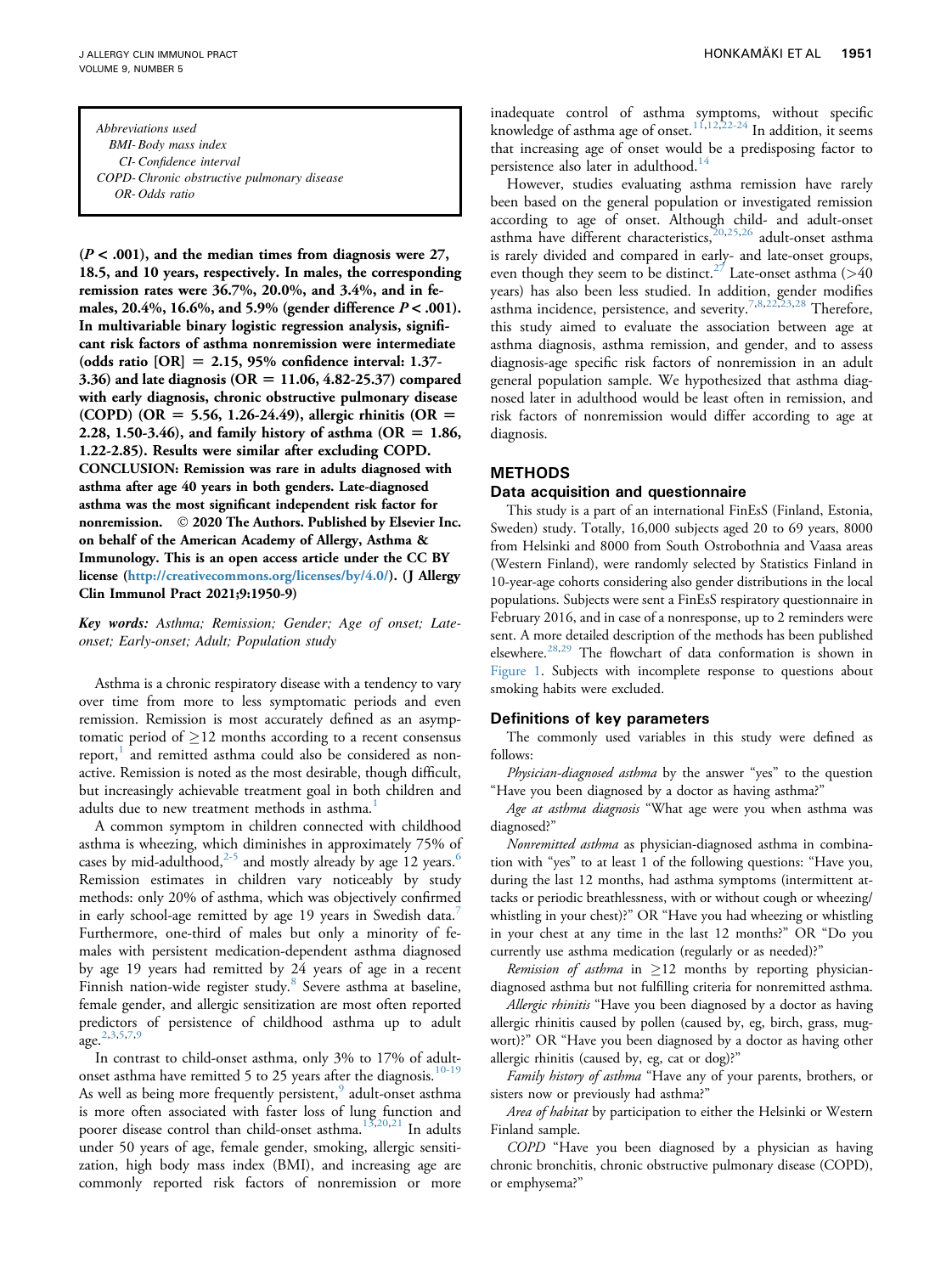Abbreviations used

BMI- Body mass index

CI- Confidence interval

COPD- Chronic obstructive pulmonary disease

OR- Odds ratio

**($P < .001$), and the median times from diagnosis were 27, 18.5, and 10 years, respectively. In males, the corresponding remission rates were 36.7%, 20.0%, and 3.4%, and in females, 20.4%, 16.6%, and 5.9% (gender difference $P < .001$). In multivariable binary logistic regression analysis, significant risk factors of asthma nonremission were intermediate (odds ratio [OR] = 2.15, 95% confidence interval: 1.37-3.36) and late diagnosis (OR = 11.06, 4.82-25.37) compared with early diagnosis, chronic obstructive pulmonary disease (COPD) (OR = 5.56, 1.26-24.49), allergic rhinitis (OR = 2.28, 1.50-3.46), and family history of asthma (OR = 1.86, 1.22-2.85). Results were similar after excluding COPD. CONCLUSION: Remission was rare in adults diagnosed with asthma after age 40 years in both genders. Late-diagnosed asthma was the most significant independent risk factor for nonremission. © 2020 The Authors. Published by Elsevier Inc. on behalf of the American Academy of Allergy, Asthma & Immunology. This is an open access article under the CC BY license (http://creativecommons.org/licenses/by/4.0/). (J Allergy Clin Immunol Pract 2021;9:1950-9)**

*Key words: Asthma; Remission; Gender; Age of onset; Late-onset; Early-onset; Adult; Population study*

Asthma is a chronic respiratory disease with a tendency to vary over time from more to less symptomatic periods and even remission. Remission is most accurately defined as an asymptomatic period of ≥12 months according to a recent consensus report,[1] and remitted asthma could also be considered as nonactive. Remission is noted as the most desirable, though difficult, but increasingly achievable treatment goal in both children and adults due to new treatment methods in asthma.[1]

A common symptom in children connected with childhood asthma is wheezing, which diminishes in approximately 75% of cases by mid-adulthood,[2-5] and mostly already by age 12 years.[6] Remission estimates in children vary noticeably by study methods: only 20% of asthma, which was objectively confirmed in early school-age remitted by age 19 years in Swedish data.[7] Furthermore, one-third of males but only a minority of females with persistent medication-dependent asthma diagnosed by age 19 years had remitted by 24 years of age in a recent Finnish nation-wide register study.[8] Severe asthma at baseline, female gender, and allergic sensitization are most often reported predictors of persistence of childhood asthma up to adult age.[2,3,5,7,9]

In contrast to child-onset asthma, only 3% to 17% of adult-onset asthma have remitted 5 to 25 years after the diagnosis.[10-19] As well as being more frequently persistent,[9] adult-onset asthma is more often associated with faster loss of lung function and poorer disease control than child-onset asthma.[15,20,21] In adults under 50 years of age, female gender, smoking, allergic sensitization, high body mass index (BMI), and increasing age are commonly reported risk factors of nonremission or more inadequate control of asthma symptoms, without specific knowledge of asthma age of onset.[11,12,22-24] In addition, it seems that increasing age of onset would be a predisposing factor to persistence also later in adulthood.[14]

However, studies evaluating asthma remission have rarely been based on the general population or investigated remission according to age of onset. Although child- and adult-onset asthma have different characteristics,[20,25,26] adult-onset asthma is rarely divided and compared in early- and late-onset groups, even though they seem to be distinct.[27] Late-onset asthma (>40 years) has also been less studied. In addition, gender modifies asthma incidence, persistence, and severity.[7,8,22,23,28] Therefore, this study aimed to evaluate the association between age at asthma diagnosis, asthma remission, and gender, and to assess diagnosis-age specific risk factors of nonremission in an adult general population sample. We hypothesized that asthma diagnosed later in adulthood would be least often in remission, and risk factors of nonremission would differ according to age at diagnosis.

## METHODS

### Data acquisition and questionnaire

This study is a part of an international FinEsS (Finland, Estonia, Sweden) study. Totally, 16,000 subjects aged 20 to 69 years, 8000 from Helsinki and 8000 from South Ostrobothnia and Vaasa areas (Western Finland), were randomly selected by Statistics Finland in 10-year-age cohorts considering also gender distributions in the local populations. Subjects were sent a FinEsS respiratory questionnaire in February 2016, and in case of a nonresponse, up to 2 reminders were sent. A more detailed description of the methods has been published elsewhere.[28,29] The flowchart of data conformation is shown in Figure 1. Subjects with incomplete response to questions about smoking habits were excluded.

### Definitions of key parameters

The commonly used variables in this study were defined as follows:

*Physician-diagnosed asthma* by the answer "yes" to the question "Have you been diagnosed by a doctor as having asthma?"

*Age at asthma diagnosis* "What age were you when asthma was diagnosed?"

*Nonremitted asthma* as physician-diagnosed asthma in combination with "yes" to at least 1 of the following questions: "Have you, during the last 12 months, had asthma symptoms (intermittent attacks or periodic breathlessness, with or without cough or wheezing/whistling in your chest)?" OR "Have you had wheezing or whistling in your chest at any time in the last 12 months?" OR "Do you currently use asthma medication (regularly or as needed)?"

*Remission of asthma* in ≥12 months by reporting physician-diagnosed asthma but not fulfilling criteria for nonremitted asthma.

*Allergic rhinitis* "Have you been diagnosed by a doctor as having allergic rhinitis caused by pollen (caused by, eg, birch, grass, mugwort)?" OR "Have you been diagnosed by a doctor as having other allergic rhinitis (caused by, eg, cat or dog)?"

*Family history of asthma* "Have any of your parents, brothers, or sisters now or previously had asthma?"

*Area of habitat* by participation to either the Helsinki or Western Finland sample.

*COPD* "Have you been diagnosed by a physician as having chronic bronchitis, chronic obstructive pulmonary disease (COPD), or emphysema?"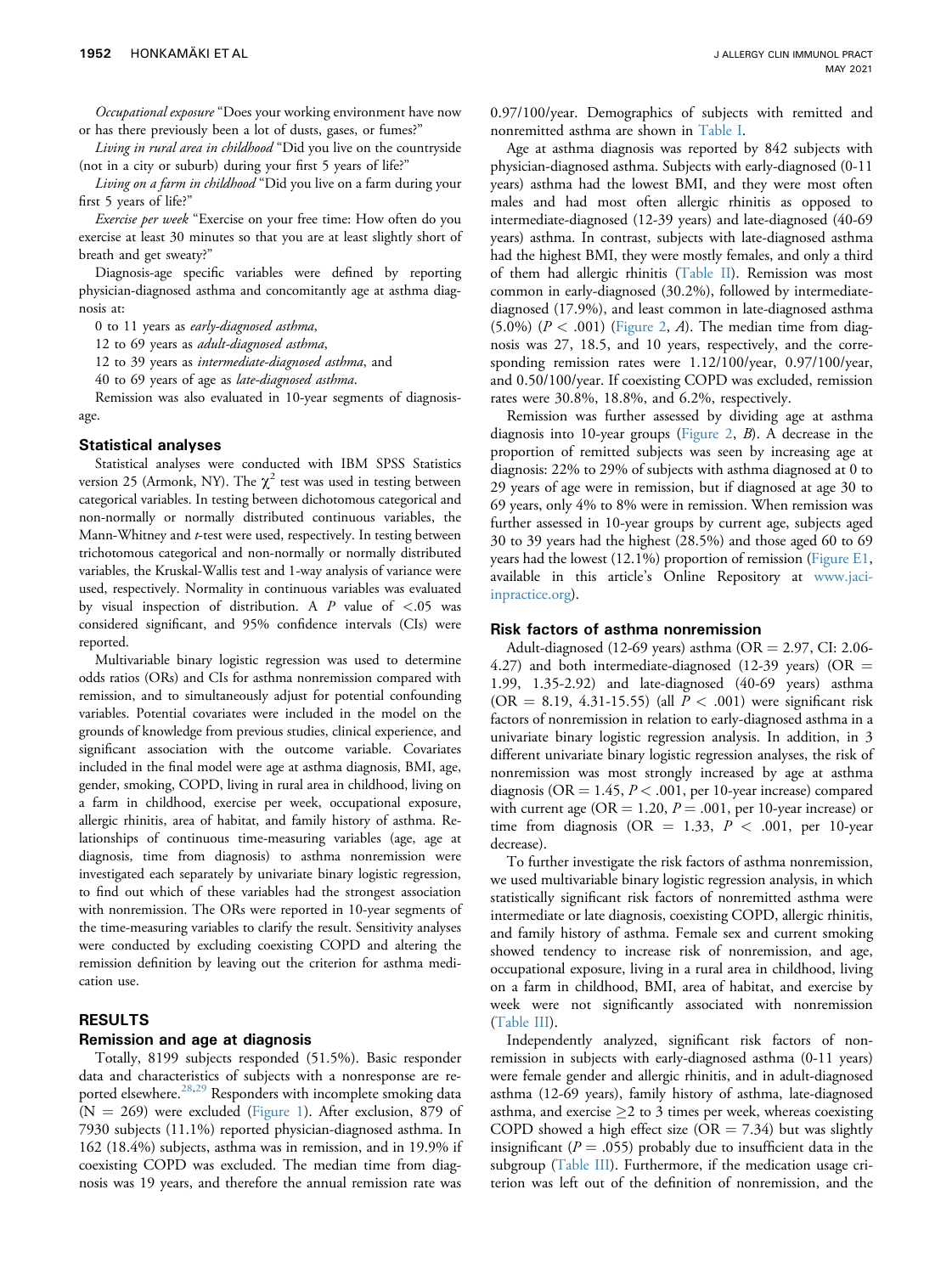*Occupational exposure* "Does your working environment have now or has there previously been a lot of dusts, gases, or fumes?"

*Living in rural area in childhood* "Did you live on the countryside (not in a city or suburb) during your first 5 years of life?"

*Living on a farm in childhood* "Did you live on a farm during your first 5 years of life?"

*Exercise per week* "Exercise on your free time: How often do you exercise at least 30 minutes so that you are at least slightly short of breath and get sweaty?"

Diagnosis-age specific variables were defined by reporting physician-diagnosed asthma and concomitantly age at asthma diagnosis at:

0 to 11 years as *early-diagnosed asthma*,

12 to 69 years as *adult-diagnosed asthma*,

12 to 39 years as *intermediate-diagnosed asthma*, and

40 to 69 years of age as *late-diagnosed asthma*.

Remission was also evaluated in 10-year segments of diagnosis-age.

### Statistical analyses

Statistical analyses were conducted with IBM SPSS Statistics version 25 (Armonk, NY). The $\chi^2$ test was used in testing between categorical variables. In testing between dichotomous categorical and non-normally or normally distributed continuous variables, the Mann-Whitney and *t*-test were used, respectively. In testing between trichotomous categorical and non-normally or normally distributed variables, the Kruskal-Wallis test and 1-way analysis of variance were used, respectively. Normality in continuous variables was evaluated by visual inspection of distribution. A *P* value of <.05 was considered significant, and 95% confidence intervals (CIs) were reported.

Multivariable binary logistic regression was used to determine odds ratios (ORs) and CIs for asthma nonremission compared with remission, and to simultaneously adjust for potential confounding variables. Potential covariates were included in the model on the grounds of knowledge from previous studies, clinical experience, and significant association with the outcome variable. Covariates included in the final model were age at asthma diagnosis, BMI, age, gender, smoking, COPD, living in rural area in childhood, living on a farm in childhood, exercise per week, occupational exposure, allergic rhinitis, area of habitat, and family history of asthma. Relationships of continuous time-measuring variables (age, age at diagnosis, time from diagnosis) to asthma nonremission were investigated each separately by univariate binary logistic regression, to find out which of these variables had the strongest association with nonremission. The ORs were reported in 10-year segments of the time-measuring variables to clarify the result. Sensitivity analyses were conducted by excluding coexisting COPD and altering the remission definition by leaving out the criterion for asthma medication use.

## RESULTS

### Remission and age at diagnosis

Totally, 8199 subjects responded (51.5%). Basic responder data and characteristics of subjects with a nonresponse are reported elsewhere.[28,29] Responders with incomplete smoking data (N = 269) were excluded (Figure 1). After exclusion, 879 of 7930 subjects (11.1%) reported physician-diagnosed asthma. In 162 (18.4%) subjects, asthma was in remission, and in 19.9% if coexisting COPD was excluded. The median time from diagnosis was 19 years, and therefore the annual remission rate was 0.97/100/year. Demographics of subjects with remitted and nonremitted asthma are shown in Table I.

Age at asthma diagnosis was reported by 842 subjects with physician-diagnosed asthma. Subjects with early-diagnosed (0-11 years) asthma had the lowest BMI, and they were most often males and had most often allergic rhinitis as opposed to intermediate-diagnosed (12-39 years) and late-diagnosed (40-69 years) asthma. In contrast, subjects with late-diagnosed asthma had the highest BMI, they were mostly females, and only a third of them had allergic rhinitis (Table II). Remission was most common in early-diagnosed (30.2%), followed by intermediate-diagnosed (17.9%), and least common in late-diagnosed asthma (5.0%) (*P* < .001) (Figure 2, *A*). The median time from diagnosis was 27, 18.5, and 10 years, respectively, and the corresponding remission rates were 1.12/100/year, 0.97/100/year, and 0.50/100/year. If coexisting COPD was excluded, remission rates were 30.8%, 18.8%, and 6.2%, respectively.

Remission was further assessed by dividing age at asthma diagnosis into 10-year groups (Figure 2, *B*). A decrease in the proportion of remitted subjects was seen by increasing age at diagnosis: 22% to 29% of subjects with asthma diagnosed at 0 to 29 years of age were in remission, but if diagnosed at age 30 to 69 years, only 4% to 8% were in remission. When remission was further assessed in 10-year groups by current age, subjects aged 30 to 39 years had the highest (28.5%) and those aged 60 to 69 years had the lowest (12.1%) proportion of remission (Figure E1, available in this article's Online Repository at www.jaci-inpractice.org).

### Risk factors of asthma nonremission

Adult-diagnosed (12-69 years) asthma (OR = 2.97, CI: 2.06-4.27) and both intermediate-diagnosed (12-39 years) (OR = 1.99, 1.35-2.92) and late-diagnosed (40-69 years) asthma (OR = 8.19, 4.31-15.55) (all *P* < .001) were significant risk factors of nonremission in relation to early-diagnosed asthma in a univariate binary logistic regression analysis. In addition, in 3 different univariate binary logistic regression analyses, the risk of nonremission was most strongly increased by age at asthma diagnosis (OR = 1.45, *P* < .001, per 10-year increase) compared with current age (OR = 1.20, *P* = .001, per 10-year increase) or time from diagnosis (OR = 1.33, *P* < .001, per 10-year decrease).

To further investigate the risk factors of asthma nonremission, we used multivariable binary logistic regression analysis, in which statistically significant risk factors of nonremitted asthma were intermediate or late diagnosis, coexisting COPD, allergic rhinitis, and family history of asthma. Female sex and current smoking showed tendency to increase risk of nonremission, and age, occupational exposure, living in a rural area in childhood, living on a farm in childhood, BMI, area of habitat, and exercise by week were not significantly associated with nonremission (Table III).

Independently analyzed, significant risk factors of nonremission in subjects with early-diagnosed asthma (0-11 years) were female gender and allergic rhinitis, and in adult-diagnosed asthma (12-69 years), family history of asthma, late-diagnosed asthma, and exercise ≥2 to 3 times per week, whereas coexisting COPD showed a high effect size (OR = 7.34) but was slightly insignificant (*P* = .055) probably due to insufficient data in the subgroup (Table III). Furthermore, if the medication usage criterion was left out of the definition of nonremission, and the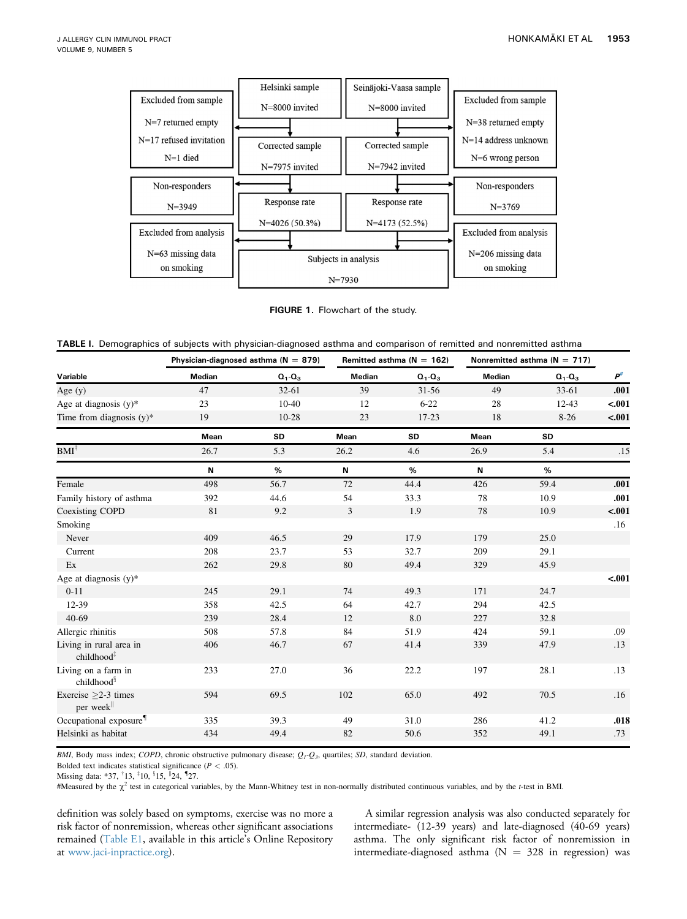Helsinki sample

N=8000 invited

Seinäjoki-Vaasa sample

N=8000 invited

Excluded from sample

N=7 returned empty

N=17 refused invitation

N=1 died

Excluded from sample

N=38 returned empty

N=14 address unknown

N=6 wrong person

Corrected sample

N=7975 invited

Corrected sample

N=7942 invited

Non-responders

N=3949

Non-responders

N=3769

Response rate

N=4026 (50.3%)

Response rate

N=4173 (52.5%)

Excluded from analysis

N=63 missing data on smoking

Excluded from analysis

N=206 missing data on smoking

Subjects in analysis

N=7930

**FIGURE 1.** Flowchart of the study.

**TABLE I.** Demographics of subjects with physician-diagnosed asthma and comparison of remitted and nonremitted asthma

| | Physician-diagnosed asthma (N = 879) | | Remitted asthma (N = 162) | | Nonremitted asthma (N = 717) | | |
|---|---|---|---|---|---|---|---|
| **Variable** | **Median** | **$Q_1$-$Q_3$** | **Median** | **$Q_1$-$Q_3$** | **Median** | **$Q_1$-$Q_3$** | **P#** |
| Age (y) | 47 | 32-61 | 39 | 31-56 | 49 | 33-61 | **.001** |
| Age at diagnosis (y)* | 23 | 10-40 | 12 | 6-22 | 28 | 12-43 | **<.001** |
| Time from diagnosis (y)* | 19 | 10-28 | 23 | 17-23 | 18 | 8-26 | **<.001** |
| | **Mean** | **SD** | **Mean** | **SD** | **Mean** | **SD** | |
| BMI† | 26.7 | 5.3 | 26.2 | 4.6 | 26.9 | 5.4 | .15 |
| | **N** | **%** | **N** | **%** | **N** | **%** | |
| Female | 498 | 56.7 | 72 | 44.4 | 426 | 59.4 | **.001** |
| Family history of asthma | 392 | 44.6 | 54 | 33.3 | 78 | 10.9 | **.001** |
| Coexisting COPD | 81 | 9.2 | 3 | 1.9 | 78 | 10.9 | **<.001** |
| Smoking | | | | | | | .16 |
| Never | 409 | 46.5 | 29 | 17.9 | 179 | 25.0 | |
| Current | 208 | 23.7 | 53 | 32.7 | 209 | 29.1 | |
| Ex | 262 | 29.8 | 80 | 49.4 | 329 | 45.9 | |
| Age at diagnosis (y)* | | | | | | | **<.001** |
| 0-11 | 245 | 29.1 | 74 | 49.3 | 171 | 24.7 | |
| 12-39 | 358 | 42.5 | 64 | 42.7 | 294 | 42.5 | |
| 40-69 | 239 | 28.4 | 12 | 8.0 | 227 | 32.8 | |
| Allergic rhinitis | 508 | 57.8 | 84 | 51.9 | 424 | 59.1 | .09 |
| Living in rural area in childhood‡ | 406 | 46.7 | 67 | 41.4 | 339 | 47.9 | .13 |
| Living on a farm in childhood§ | 233 | 27.0 | 36 | 22.2 | 197 | 28.1 | .13 |
| Exercise ≥2-3 times per week‖ | 594 | 69.5 | 102 | 65.0 | 492 | 70.5 | .16 |
| Occupational exposure¶ | 335 | 39.3 | 49 | 31.0 | 286 | 41.2 | **.018** |
| Helsinki as habitat | 434 | 49.4 | 82 | 50.6 | 352 | 49.1 | .73 |

*BMI*, Body mass index; *COPD*, chronic obstructive pulmonary disease; $Q_1$-$Q_3$, quartiles; *SD*, standard deviation.
Bolded text indicates statistical significance ($P$ < .05).
Missing data: *37, †13, ‡10, §15, ‖24, ¶27.
#Measured by the $\chi^2$ test in categorical variables, by the Mann-Whitney test in non-normally distributed continuous variables, and by the $t$-test in BMI.

definition was solely based on symptoms, exercise was no more a risk factor of nonremission, whereas other significant associations remained (Table E1, available in this article's Online Repository at www.jaci-inpractice.org).

A similar regression analysis was also conducted separately for intermediate- (12-39 years) and late-diagnosed (40-69 years) asthma. The only significant risk factor of nonremission in intermediate-diagnosed asthma (N = 328 in regression) was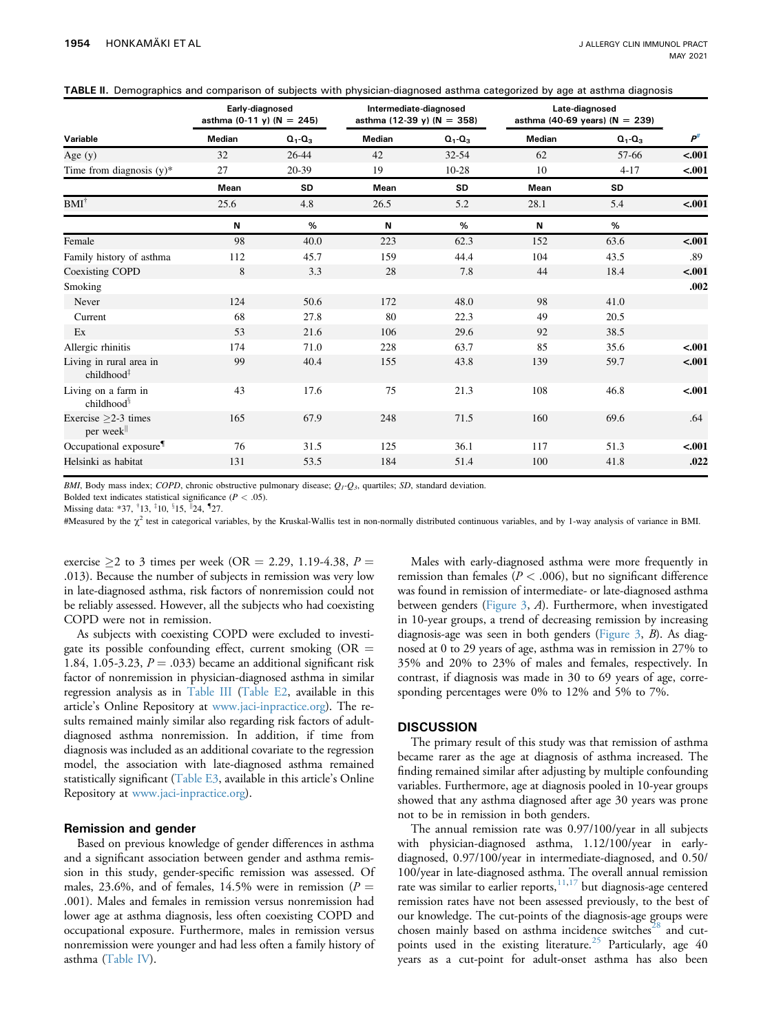**TABLE II.** Demographics and comparison of subjects with physician-diagnosed asthma categorized by age at asthma diagnosis

| Variable | Early-diagnosed asthma (0-11 y) (N = 245) | | Intermediate-diagnosed asthma (12-39 y) (N = 358) | | Late-diagnosed asthma (40-69 years) (N = 239) | | P[#] |
|---|---|---|---|---|---|---|---|
| | Median | $Q_1$-$Q_3$ | Median | $Q_1$-$Q_3$ | Median | $Q_1$-$Q_3$ | |
| Age (y) | 32 | 26-44 | 42 | 32-54 | 62 | 57-66 | **<.001** |
| Time from diagnosis (y)* | 27 | 20-39 | 19 | 10-28 | 10 | 4-17 | **<.001** |
| | Mean | SD | Mean | SD | Mean | SD | |
| BMI[†] | 25.6 | 4.8 | 26.5 | 5.2 | 28.1 | 5.4 | **<.001** |
| | N | % | N | % | N | % | |
| Female | 98 | 40.0 | 223 | 62.3 | 152 | 63.6 | **<.001** |
| Family history of asthma | 112 | 45.7 | 159 | 44.4 | 104 | 43.5 | .89 |
| Coexisting COPD | 8 | 3.3 | 28 | 7.8 | 44 | 18.4 | **<.001** |
| Smoking | | | | | | | **.002** |
| Never | 124 | 50.6 | 172 | 48.0 | 98 | 41.0 | |
| Current | 68 | 27.8 | 80 | 22.3 | 49 | 20.5 | |
| Ex | 53 | 21.6 | 106 | 29.6 | 92 | 38.5 | |
| Allergic rhinitis | 174 | 71.0 | 228 | 63.7 | 85 | 35.6 | **<.001** |
| Living in rural area in childhood[‡] | 99 | 40.4 | 155 | 43.8 | 139 | 59.7 | **<.001** |
| Living on a farm in childhood[§] | 43 | 17.6 | 75 | 21.3 | 108 | 46.8 | **<.001** |
| Exercise ≥2-3 times per week[‖] | 165 | 67.9 | 248 | 71.5 | 160 | 69.6 | .64 |
| Occupational exposure[¶] | 76 | 31.5 | 125 | 36.1 | 117 | 51.3 | **<.001** |
| Helsinki as habitat | 131 | 53.5 | 184 | 51.4 | 100 | 41.8 | **.022** |

*BMI*, Body mass index; *COPD*, chronic obstructive pulmonary disease; *$Q_1$-$Q_3$*, quartiles; *SD*, standard deviation.
Bolded text indicates statistical significance ($P < .05$).
Missing data: *37, [†]13, [‡]10, [§]15, [‖]24, [¶]27.
#Measured by the $\chi^2$ test in categorical variables, by the Kruskal-Wallis test in non-normally distributed continuous variables, and by 1-way analysis of variance in BMI.

exercise ≥2 to 3 times per week (OR = 2.29, 1.19-4.38, $P$ = .013). Because the number of subjects in remission was very low in late-diagnosed asthma, risk factors of nonremission could not be reliably assessed. However, all the subjects who had coexisting COPD were not in remission.

As subjects with coexisting COPD were excluded to investigate its possible confounding effect, current smoking (OR = 1.84, 1.05-3.23, $P$ = .033) became an additional significant risk factor of nonremission in physician-diagnosed asthma in similar regression analysis as in Table III (Table E2, available in this article's Online Repository at www.jaci-inpractice.org). The results remained mainly similar also regarding risk factors of adult-diagnosed asthma nonremission. In addition, if time from diagnosis was included as an additional covariate to the regression model, the association with late-diagnosed asthma remained statistically significant (Table E3, available in this article's Online Repository at www.jaci-inpractice.org).

### Remission and gender

Based on previous knowledge of gender differences in asthma and a significant association between gender and asthma remission in this study, gender-specific remission was assessed. Of males, 23.6%, and of females, 14.5% were in remission ($P$ = .001). Males and females in remission versus nonremission had lower age at asthma diagnosis, less often coexisting COPD and occupational exposure. Furthermore, males in remission versus nonremission were younger and had less often a family history of asthma (Table IV).

Males with early-diagnosed asthma were more frequently in remission than females ($P < .006$), but no significant difference was found in remission of intermediate- or late-diagnosed asthma between genders (Figure 3, *A*). Furthermore, when investigated in 10-year groups, a trend of decreasing remission by increasing diagnosis-age was seen in both genders (Figure 3, *B*). As diagnosed at 0 to 29 years of age, asthma was in remission in 27% to 35% and 20% to 23% of males and females, respectively. In contrast, if diagnosis was made in 30 to 69 years of age, corresponding percentages were 0% to 12% and 5% to 7%.

## DISCUSSION

The primary result of this study was that remission of asthma became rarer as the age at diagnosis of asthma increased. The finding remained similar after adjusting by multiple confounding variables. Furthermore, age at diagnosis pooled in 10-year groups showed that any asthma diagnosed after age 30 years was prone not to be in remission in both genders.

The annual remission rate was 0.97/100/year in all subjects with physician-diagnosed asthma, 1.12/100/year in early-diagnosed, 0.97/100/year in intermediate-diagnosed, and 0.50/100/year in late-diagnosed asthma. The overall annual remission rate was similar to earlier reports,[11,17] but diagnosis-age centered remission rates have not been assessed previously, to the best of our knowledge. The cut-points of the diagnosis-age groups were chosen mainly based on asthma incidence switches[28] and cut-points used in the existing literature.[25] Particularly, age 40 years as a cut-point for adult-onset asthma has also been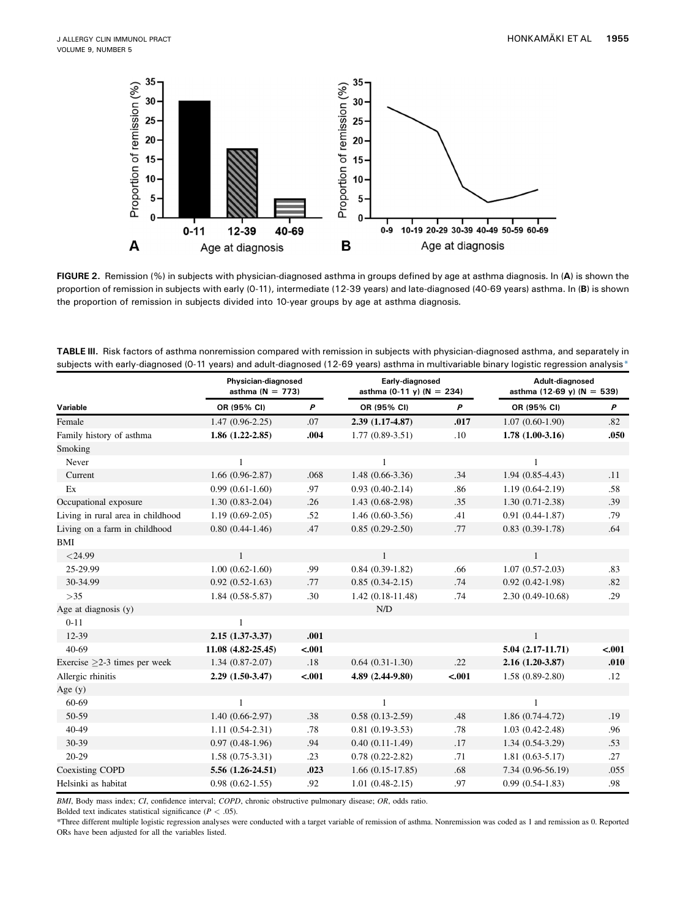**FIGURE 2.** Remission (%) in subjects with physician-diagnosed asthma in groups defined by age at asthma diagnosis. In (**A**) is shown the proportion of remission in subjects with early (0-11), intermediate (12-39 years) and late-diagnosed (40-69 years) asthma. In (**B**) is shown the proportion of remission in subjects divided into 10-year groups by age at asthma diagnosis.

**TABLE III.** Risk factors of asthma nonremission compared with remission in subjects with physician-diagnosed asthma, and separately in subjects with early-diagnosed (0-11 years) and adult-diagnosed (12-69 years) asthma in multivariable binary logistic regression analysis*

| | Physician-diagnosed asthma (N = 773) | | Early-diagnosed asthma (0-11 y) (N = 234) | | Adult-diagnosed asthma (12-69 y) (N = 539) | |
|---|---|---|---|---|---|---|
| Variable | OR (95% CI) | P | OR (95% CI) | P | OR (95% CI) | P |
| Female | 1.47 (0.96-2.25) | .07 | **2.39 (1.17-4.87)** | **.017** | 1.07 (0.60-1.90) | .82 |
| Family history of asthma | **1.86 (1.22-2.85)** | **.004** | 1.77 (0.89-3.51) | .10 | **1.78 (1.00-3.16)** | **.050** |
| Smoking | | | | | | |
| Never | 1 | | 1 | | 1 | |
| Current | 1.66 (0.96-2.87) | .068 | 1.48 (0.66-3.36) | .34 | 1.94 (0.85-4.43) | .11 |
| Ex | 0.99 (0.61-1.60) | .97 | 0.93 (0.40-2.14) | .86 | 1.19 (0.64-2.19) | .58 |
| Occupational exposure | 1.30 (0.83-2.04) | .26 | 1.43 (0.68-2.98) | .35 | 1.30 (0.71-2.38) | .39 |
| Living in rural area in childhood | 1.19 (0.69-2.05) | .52 | 1.46 (0.60-3.56) | .41 | 0.91 (0.44-1.87) | .79 |
| Living on a farm in childhood | 0.80 (0.44-1.46) | .47 | 0.85 (0.29-2.50) | .77 | 0.83 (0.39-1.78) | .64 |
| BMI | | | | | | |
| <24.99 | 1 | | 1 | | 1 | |
| 25-29.99 | 1.00 (0.62-1.60) | .99 | 0.84 (0.39-1.82) | .66 | 1.07 (0.57-2.03) | .83 |
| 30-34.99 | 0.92 (0.52-1.63) | .77 | 0.85 (0.34-2.15) | .74 | 0.92 (0.42-1.98) | .82 |
| >35 | 1.84 (0.58-5.87) | .30 | 1.42 (0.18-11.48) | .74 | 2.30 (0.49-10.68) | .29 |
| Age at diagnosis (y) | | | N/D | | | |
| 0-11 | 1 | | | | | |
| 12-39 | **2.15 (1.37-3.37)** | **.001** | | | 1 | |
| 40-69 | **11.08 (4.82-25.45)** | **<.001** | | | **5.04 (2.17-11.71)** | **<.001** |
| Exercise ≥2-3 times per week | 1.34 (0.87-2.07) | .18 | 0.64 (0.31-1.30) | .22 | **2.16 (1.20-3.87)** | **.010** |
| Allergic rhinitis | **2.29 (1.50-3.47)** | **<.001** | **4.89 (2.44-9.80)** | **<.001** | 1.58 (0.89-2.80) | .12 |
| Age (y) | | | | | | |
| 60-69 | 1 | | 1 | | 1 | |
| 50-59 | 1.40 (0.66-2.97) | .38 | 0.58 (0.13-2.59) | .48 | 1.86 (0.74-4.72) | .19 |
| 40-49 | 1.11 (0.54-2.31) | .78 | 0.81 (0.19-3.53) | .78 | 1.03 (0.42-2.48) | .96 |
| 30-39 | 0.97 (0.48-1.96) | .94 | 0.40 (0.11-1.49) | .17 | 1.34 (0.54-3.29) | .53 |
| 20-29 | 1.58 (0.75-3.31) | .23 | 0.78 (0.22-2.82) | .71 | 1.81 (0.63-5.17) | .27 |
| Coexisting COPD | **5.56 (1.26-24.51)** | **.023** | 1.66 (0.15-17.85) | .68 | 7.34 (0.96-56.19) | .055 |
| Helsinki as habitat | 0.98 (0.62-1.55) | .92 | 1.01 (0.48-2.15) | .97 | 0.99 (0.54-1.83) | .98 |

*BMI*, Body mass index; *CI*, confidence interval; *COPD*, chronic obstructive pulmonary disease; *OR*, odds ratio.

Bolded text indicates statistical significance ($P < .05$).

*Three different multiple logistic regression analyses were conducted with a target variable of remission of asthma. Nonremission was coded as 1 and remission as 0. Reported ORs have been adjusted for all the variables listed.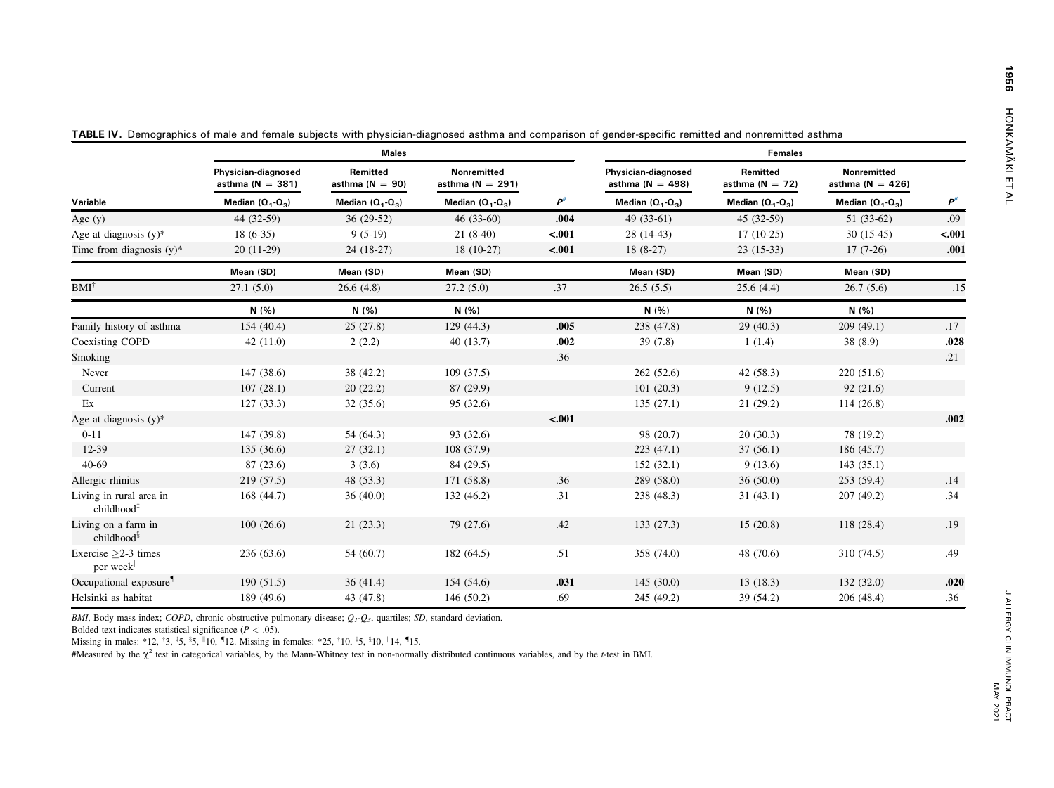**TABLE IV.** Demographics of male and female subjects with physician-diagnosed asthma and comparison of gender-specific remitted and nonremitted asthma

| | Males | | | | Females | | | |
|---|---|---|---|---|---|---|---|---|
| | Physician-diagnosed asthma (N = 381) | Remitted asthma (N = 90) | Nonremitted asthma (N = 291) | | Physician-diagnosed asthma (N = 498) | Remitted asthma (N = 72) | Nonremitted asthma (N = 426) | |
| **Variable** | **Median ($Q_1$-$Q_3$)** | **Median ($Q_1$-$Q_3$)** | **Median ($Q_1$-$Q_3$)** | **P#** | **Median ($Q_1$-$Q_3$)** | **Median ($Q_1$-$Q_3$)** | **Median ($Q_1$-$Q_3$)** | **P#** |
| Age (y) | 44 (32-59) | 36 (29-52) | 46 (33-60) | **.004** | 49 (33-61) | 45 (32-59) | 51 (33-62) | .09 |
| Age at diagnosis (y)* | 18 (6-35) | 9 (5-19) | 21 (8-40) | **<.001** | 28 (14-43) | 17 (10-25) | 30 (15-45) | **<.001** |
| Time from diagnosis (y)* | 20 (11-29) | 24 (18-27) | 18 (10-27) | **<.001** | 18 (8-27) | 23 (15-33) | 17 (7-26) | **.001** |
| | **Mean (SD)** | **Mean (SD)** | **Mean (SD)** | | **Mean (SD)** | **Mean (SD)** | **Mean (SD)** | |
| BMI† | 27.1 (5.0) | 26.6 (4.8) | 27.2 (5.0) | .37 | 26.5 (5.5) | 25.6 (4.4) | 26.7 (5.6) | .15 |
| | **N (%)** | **N (%)** | **N (%)** | | **N (%)** | **N (%)** | **N (%)** | |
| Family history of asthma | 154 (40.4) | 25 (27.8) | 129 (44.3) | **.005** | 238 (47.8) | 29 (40.3) | 209 (49.1) | .17 |
| Coexisting COPD | 42 (11.0) | 2 (2.2) | 40 (13.7) | **.002** | 39 (7.8) | 1 (1.4) | 38 (8.9) | **.028** |
| Smoking | | | | .36 | | | | .21 |
| Never | 147 (38.6) | 38 (42.2) | 109 (37.5) | | 262 (52.6) | 42 (58.3) | 220 (51.6) | |
| Current | 107 (28.1) | 20 (22.2) | 87 (29.9) | | 101 (20.3) | 9 (12.5) | 92 (21.6) | |
| Ex | 127 (33.3) | 32 (35.6) | 95 (32.6) | | 135 (27.1) | 21 (29.2) | 114 (26.8) | |
| Age at diagnosis (y)* | | | | **<.001** | | | | **.002** |
| 0-11 | 147 (39.8) | 54 (64.3) | 93 (32.6) | | 98 (20.7) | 20 (30.3) | 78 (19.2) | |
| 12-39 | 135 (36.6) | 27 (32.1) | 108 (37.9) | | 223 (47.1) | 37 (56.1) | 186 (45.7) | |
| 40-69 | 87 (23.6) | 3 (3.6) | 84 (29.5) | | 152 (32.1) | 9 (13.6) | 143 (35.1) | |
| Allergic rhinitis | 219 (57.5) | 48 (53.3) | 171 (58.8) | .36 | 289 (58.0) | 36 (50.0) | 253 (59.4) | .14 |
| Living in rural area in childhood‡ | 168 (44.7) | 36 (40.0) | 132 (46.2) | .31 | 238 (48.3) | 31 (43.1) | 207 (49.2) | .34 |
| Living on a farm in childhood§ | 100 (26.6) | 21 (23.3) | 79 (27.6) | .42 | 133 (27.3) | 15 (20.8) | 118 (28.4) | .19 |
| Exercise ≥2-3 times per week‖ | 236 (63.6) | 54 (60.7) | 182 (64.5) | .51 | 358 (74.0) | 48 (70.6) | 310 (74.5) | .49 |
| Occupational exposure¶ | 190 (51.5) | 36 (41.4) | 154 (54.6) | **.031** | 145 (30.0) | 13 (18.3) | 132 (32.0) | **.020** |
| Helsinki as habitat | 189 (49.6) | 43 (47.8) | 146 (50.2) | .69 | 245 (49.2) | 39 (54.2) | 206 (48.4) | .36 |

*BMI*, Body mass index; *COPD*, chronic obstructive pulmonary disease; *$Q_1$-$Q_3$*, quartiles; *SD*, standard deviation.

Bolded text indicates statistical significance ($P < .05$).

Missing in males: *12, †3, ‡5, §5, ‖10, ¶12. Missing in females: *25, †10, ‡5, §10, ‖14, ¶15.

#Measured by the $\chi^2$ test in categorical variables, by the Mann-Whitney test in non-normally distributed continuous variables, and by the *t*-test in BMI.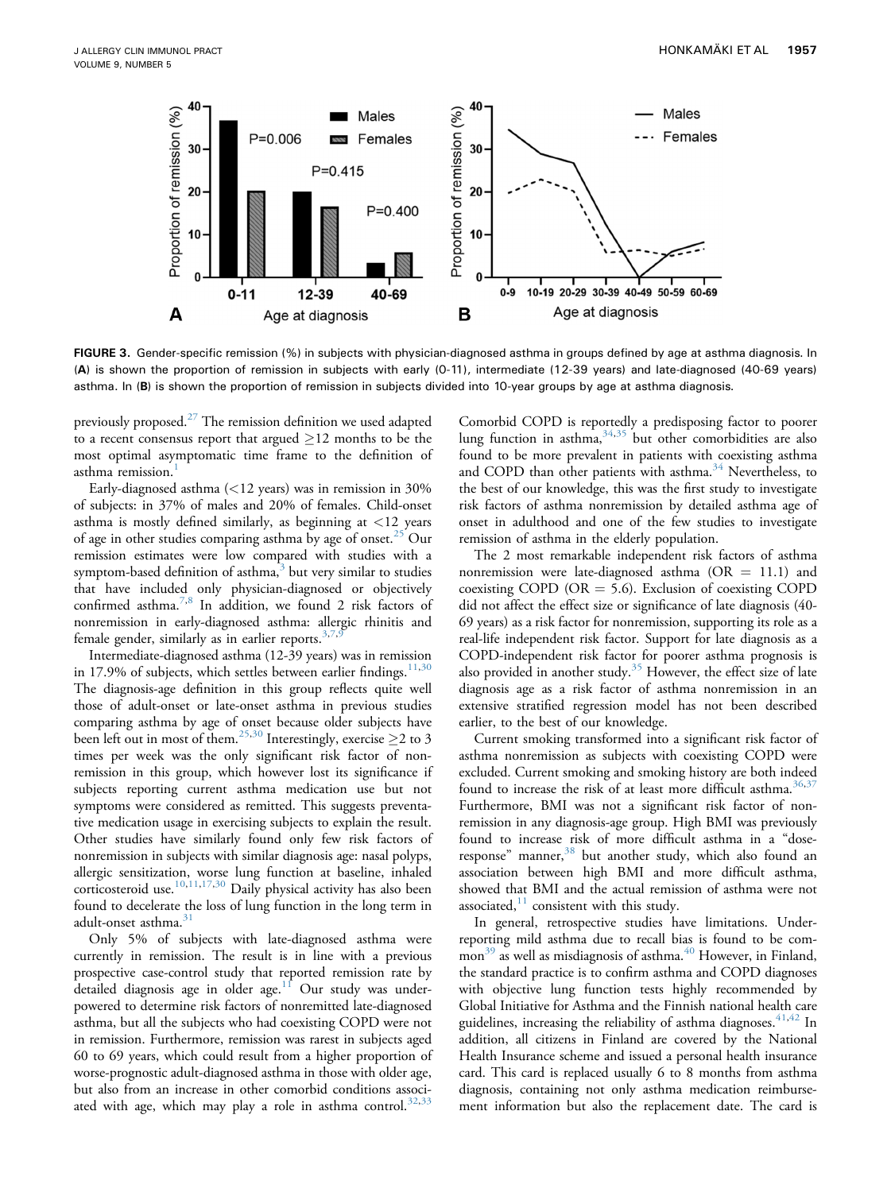A

Proportion of remission (%)

40

30

20

10

0

P=0.006

P=0.415

P=0.400

Males

Females

0-11

12-39

40-69

Age at diagnosis

B

Proportion of remission (%)

40

30

20

10

0

Males

Females

0-9 10-19 20-29 30-39 40-49 50-59 60-69

Age at diagnosis

**FIGURE 3.** Gender-specific remission (%) in subjects with physician-diagnosed asthma in groups defined by age at asthma diagnosis. In (**A**) is shown the proportion of remission in subjects with early (0-11), intermediate (12-39 years) and late-diagnosed (40-69 years) asthma. In (**B**) is shown the proportion of remission in subjects divided into 10-year groups by age at asthma diagnosis.

previously proposed.[27] The remission definition we used adapted to a recent consensus report that argued ≥12 months to be the most optimal asymptomatic time frame to the definition of asthma remission.[1]

Early-diagnosed asthma (<12 years) was in remission in 30% of subjects: in 37% of males and 20% of females. Child-onset asthma is mostly defined similarly, as beginning at <12 years of age in other studies comparing asthma by age of onset.[25] Our remission estimates were low compared with studies with a symptom-based definition of asthma,[3] but very similar to studies that have included only physician-diagnosed or objectively confirmed asthma.[7,8] In addition, we found 2 risk factors of nonremission in early-diagnosed asthma: allergic rhinitis and female gender, similarly as in earlier reports.[3,7,9]

Intermediate-diagnosed asthma (12-39 years) was in remission in 17.9% of subjects, which settles between earlier findings.[11,30] The diagnosis-age definition in this group reflects quite well those of adult-onset or late-onset asthma in previous studies comparing asthma by age of onset because older subjects have been left out in most of them.[25,30] Interestingly, exercise ≥2 to 3 times per week was the only significant risk factor of nonremission in this group, which however lost its significance if subjects reporting current asthma medication use but not symptoms were considered as remitted. This suggests preventative medication usage in exercising subjects to explain the result. Other studies have similarly found only few risk factors of nonremission in subjects with similar diagnosis age: nasal polyps, allergic sensitization, worse lung function at baseline, inhaled corticosteroid use.[10,11,17,30] Daily physical activity has also been found to decelerate the loss of lung function in the long term in adult-onset asthma.[31]

Only 5% of subjects with late-diagnosed asthma were currently in remission. The result is in line with a previous prospective case-control study that reported remission rate by detailed diagnosis age in older age.[11] Our study was underpowered to determine risk factors of nonremitted late-diagnosed asthma, but all the subjects who had coexisting COPD were not in remission. Furthermore, remission was rarest in subjects aged 60 to 69 years, which could result from a higher proportion of worse-prognostic adult-diagnosed asthma in those with older age, but also from an increase in other comorbid conditions associated with age, which may play a role in asthma control.[32,33]

Comorbid COPD is reportedly a predisposing factor to poorer lung function in asthma,[34,35] but other comorbidities are also found to be more prevalent in patients with coexisting asthma and COPD than other patients with asthma.[34] Nevertheless, to the best of our knowledge, this was the first study to investigate risk factors of asthma nonremission by detailed asthma age of onset in adulthood and one of the few studies to investigate remission of asthma in the elderly population.

The 2 most remarkable independent risk factors of asthma nonremission were late-diagnosed asthma (OR = 11.1) and coexisting COPD (OR = 5.6). Exclusion of coexisting COPD did not affect the effect size or significance of late diagnosis (40-69 years) as a risk factor for nonremission, supporting its role as a real-life independent risk factor. Support for late diagnosis as a COPD-independent risk factor for poorer asthma prognosis is also provided in another study.[35] However, the effect size of late diagnosis age as a risk factor of asthma nonremission in an extensive stratified regression model has not been described earlier, to the best of our knowledge.

Current smoking transformed into a significant risk factor of asthma nonremission as subjects with coexisting COPD were excluded. Current smoking and smoking history are both indeed found to increase the risk of at least more difficult asthma.[36,37] Furthermore, BMI was not a significant risk factor of nonremission in any diagnosis-age group. High BMI was previously found to increase risk of more difficult asthma in a "dose-response" manner,[38] but another study, which also found an association between high BMI and more difficult asthma, showed that BMI and the actual remission of asthma were not associated,[11] consistent with this study.

In general, retrospective studies have limitations. Underreporting mild asthma due to recall bias is found to be common[39] as well as misdiagnosis of asthma.[40] However, in Finland, the standard practice is to confirm asthma and COPD diagnoses with objective lung function tests highly recommended by Global Initiative for Asthma and the Finnish national health care guidelines, increasing the reliability of asthma diagnoses.[41,42] In addition, all citizens in Finland are covered by the National Health Insurance scheme and issued a personal health insurance card. This card is replaced usually 6 to 8 months from asthma diagnosis, containing not only asthma medication reimbursement information but also the replacement date. The card is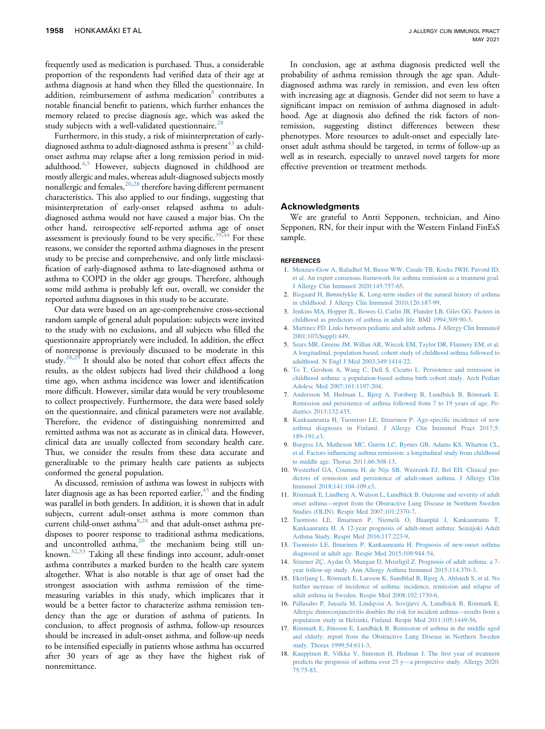frequently used as medication is purchased. Thus, a considerable proportion of the respondents had verified data of their age at asthma diagnosis at hand when they filled the questionnaire. In addition, reimbursement of asthma medication[8] contributes a notable financial benefit to patients, which further enhances the memory related to precise diagnosis age, which was asked the study subjects with a well-validated questionnaire.[28]

Furthermore, in this study, a risk of misinterpretation of early-diagnosed asthma to adult-diagnosed asthma is present[43] as child-onset asthma may relapse after a long remission period in mid-adulthood.[4,5] However, subjects diagnosed in childhood are mostly allergic and males, whereas adult-diagnosed subjects mostly nonallergic and females,[20,28] therefore having different permanent characteristics. This also applied to our findings, suggesting that misinterpretation of early-onset relapsed asthma to adult-diagnosed asthma would not have caused a major bias. On the other hand, retrospective self-reported asthma age of onset assessment is previously found to be very specific.[39,44] For these reasons, we consider the reported asthma diagnoses in the present study to be precise and comprehensive, and only little misclassification of early-diagnosed asthma to late-diagnosed asthma or asthma to COPD in the older age groups. Therefore, although some mild asthma is probably left out, overall, we consider the reported asthma diagnoses in this study to be accurate.

Our data were based on an age-comprehensive cross-sectional random sample of general adult population: subjects were invited to the study with no exclusions, and all subjects who filled the questionnaire appropriately were included. In addition, the effect of nonresponse is previously discussed to be moderate in this study.[28,29] It should also be noted that cohort effect affects the results, as the oldest subjects had lived their childhood a long time ago, when asthma incidence was lower and identification more difficult. However, similar data would be very troublesome to collect prospectively. Furthermore, the data were based solely on the questionnaire, and clinical parameters were not available. Therefore, the evidence of distinguishing nonremitted and remitted asthma was not as accurate as in clinical data. However, clinical data are usually collected from secondary health care. Thus, we consider the results from these data accurate and generalizable to the primary health care patients as subjects conformed the general population.

As discussed, remission of asthma was lowest in subjects with later diagnosis age as has been reported earlier,[45] and the finding was parallel in both genders. In addition, it is shown that in adult subjects, current adult-onset asthma is more common than current child-onset asthma[8,28] and that adult-onset asthma predisposes to poorer response to traditional asthma medications, and uncontrolled asthma,[20] the mechanism being still unknown.[32,33] Taking all these findings into account, adult-onset asthma contributes a marked burden to the health care system altogether. What is also notable is that age of onset had the strongest association with asthma remission of the time-measuring variables in this study, which implicates that it would be a better factor to characterize asthma remission tendency than the age or duration of asthma of patients. In conclusion, to affect prognosis of asthma, follow-up resources should be increased in adult-onset asthma, and follow-up needs to be intensified especially in patients whose asthma has occurred after 30 years of age as they have the highest risk of nonremittance.

In conclusion, age at asthma diagnosis predicted well the probability of asthma remission through the age span. Adult-diagnosed asthma was rarely in remission, and even less often with increasing age at diagnosis. Gender did not seem to have a significant impact on remission of asthma diagnosed in adulthood. Age at diagnosis also defined the risk factors of nonremission, suggesting distinct differences between these phenotypes. More resources to adult-onset and especially late-onset adult asthma should be targeted, in terms of follow-up as well as in research, especially to unravel novel targets for more effective prevention or treatment methods.

## Acknowledgments

We are grateful to Antti Sepponen, technician, and Aino Sepponen, RN, for their input with the Western Finland FinEsS sample.

## REFERENCES

1. Menzies-Gow A, Bafadhel M, Busse WW, Casale TB, Kocks JWH, Pavord ID, et al. An expert consensus framework for asthma remission as a treatment goal. J Allergy Clin Immunol 2020;145:757-65.
2. Bisgaard H, Bønnelykke K. Long-term studies of the natural history of asthma in childhood. J Allergy Clin Immunol 2010;126:187-99.
3. Jenkins MA, Hopper JL, Bowes G, Carlin JB, Flander LB, Giles GG. Factors in childhood as predictors of asthma in adult life. BMJ 1994;309:90-3.
4. Martinez FD. Links between pediatric and adult asthma. J Allergy Clin Immunol 2001;107(Suppl):449.
5. Sears MR, Greene JM, Willan AR, Wiecek EM, Taylor DR, Flannery EM, et al. A longitudinal, population-based, cohort study of childhood asthma followed to adulthood. N Engl J Med 2003;349:1414-22.
6. To T, Gershon A, Wang C, Dell S, Cicutto L. Persistence and remission in childhood asthma: a population-based asthma birth cohort study. Arch Pediatr Adolesc Med 2007;161:1197-204.
7. Andersson M, Hedman L, Bjerg A, Forsberg B, Lundbäck B, Rönmark E. Remission and persistence of asthma followed from 7 to 19 years of age. Pediatrics 2013;132:435.
8. Kankaanranta H, Tuomisto LE, Ilmarinen P. Age-specific incidence of new asthma diagnoses in Finland. J Allergy Clin Immunol Pract 2017;5:189-191.e3.
9. Burgess JA, Matheson MC, Gurrin LC, Byrnes GB, Adams KS, Wharton CL, et al. Factors influencing asthma remission: a longitudinal study from childhood to middle age. Thorax 2011;66:508-13.
10. Westerhof GA, Coumou H, de Nijs SB, Weersink EJ, Bel EH. Clinical predictors of remission and persistence of adult-onset asthma. J Allergy Clin Immunol 2018;141:104-109.e3.
11. Rönmark E, Lindberg A, Watson L, Lundbäck B. Outcome and severity of adult onset asthma—report from the Obstructive Lung Disease in Northern Sweden Studies (OLIN). Respir Med 2007;101:2370-7.
12. Tuomisto LE, Ilmarinen P, Niemelä O, Haanpää J, Kankaanranta T, Kankaanranta H. A 12-year prognosis of adult-onset asthma: Seinäjoki Adult Asthma Study. Respir Med 2016;117:223-9.
13. Tuomisto LE, Ilmarinen P, Kankaanranta H. Prognosis of new-onset asthma diagnosed at adult age. Respir Med 2015;109:944-54.
14. Sözener ZÇ, Aydın Ö, Mungan D, Mısırlıgil Z. Prognosis of adult asthma: a 7-year follow-up study. Ann Allergy Asthma Immunol 2015;114:370-3.
15. Ekerljung L, Rönmark E, Larsson K, Sundblad B, Bjerg A, Ahlstedt S, et al. No further increase of incidence of asthma: incidence, remission and relapse of adult asthma in Sweden. Respir Med 2008;102:1730-6.
16. Pallasaho P, Juusela M, Lindqvist A, Sovijärvi A, Lundbäck B, Rönmark E. Allergic rhinoconjunctivitis doubles the risk for incident asthma—results from a population study in Helsinki, Finland. Respir Med 2011;105:1449-56.
17. Rönmark E, Jönsson E, Lundbäck B. Remission of asthma in the middle aged and elderly: report from the Obstructive Lung Disease in Northern Sweden study. Thorax 1999;54:611-3.
18. Kauppinen R, Vilkka V, Sintonen H, Hedman J. The first year of treatment predicts the prognosis of asthma over 25 y—a prospective study. Allergy 2020;75:75-83.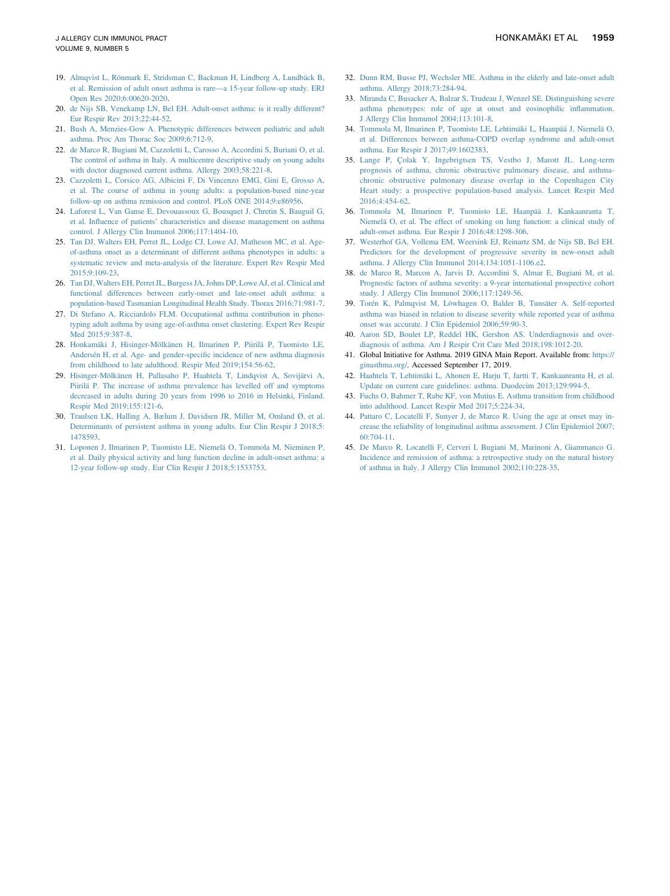19. Almqvist L, Rönmark E, Stridsman C, Backman H, Lindberg A, Lundbäck B, et al. Remission of adult onset asthma is rare—a 15-year follow-up study. ERJ Open Res 2020;6:00620-2020.
20. de Nijs SB, Venekamp LN, Bel EH. Adult-onset asthma: is it really different? Eur Respir Rev 2013;22:44-52.
21. Bush A, Menzies-Gow A. Phenotypic differences between pediatric and adult asthma. Proc Am Thorac Soc 2009;6:712-9.
22. de Marco R, Bugiani M, Cazzoletti L, Carosso A, Accordini S, Buriani O, et al. The control of asthma in Italy. A multicentre descriptive study on young adults with doctor diagnosed current asthma. Allergy 2003;58:221-8.
23. Cazzoletti L, Corsico AG, Albicini F, Di Vincenzo EMG, Gini E, Grosso A, et al. The course of asthma in young adults: a population-based nine-year follow-up on asthma remission and control. PLoS ONE 2014;9:e86956.
24. Laforest L, Van Ganse E, Devouassoux G, Bousquet J, Chretin S, Bauguil G, et al. Influence of patients' characteristics and disease management on asthma control. J Allergy Clin Immunol 2006;117:1404-10.
25. Tan DJ, Walters EH, Perret JL, Lodge CJ, Lowe AJ, Matheson MC, et al. Age-of-asthma onset as a determinant of different asthma phenotypes in adults: a systematic review and meta-analysis of the literature. Expert Rev Respir Med 2015;9:109-23.
26. Tan DJ, Walters EH, Perret JL, Burgess JA, Johns DP, Lowe AJ, et al. Clinical and functional differences between early-onset and late-onset adult asthma: a population-based Tasmanian Longitudinal Health Study. Thorax 2016;71:981-7.
27. Di Stefano A, Ricciardolo FLM. Occupational asthma contribution in phenotyping adult asthma by using age-of-asthma onset clustering. Expert Rev Respir Med 2015;9:387-8.
28. Honkamäki J, Hisinger-Mölkänen H, Ilmarinen P, Piirilä P, Tuomisto LE, Andersén H, et al. Age- and gender-specific incidence of new asthma diagnosis from childhood to late adulthood. Respir Med 2019;154:56-62.
29. Hisinger-Mölkänen H, Pallasaho P, Haahtela T, Lindqvist A, Sovijärvi A, Piirilä P. The increase of asthma prevalence has levelled off and symptoms decreased in adults during 20 years from 1996 to 2016 in Helsinki, Finland. Respir Med 2019;155:121-6.
30. Traulsen LK, Halling A, Bælum J, Davidsen JR, Miller M, Omland Ø, et al. Determinants of persistent asthma in young adults. Eur Clin Respir J 2018;5:1478593.
31. Loponen J, Ilmarinen P, Tuomisto LE, Niemelä O, Tommola M, Nieminen P, et al. Daily physical activity and lung function decline in adult-onset asthma: a 12-year follow-up study. Eur Clin Respir J 2018;5:1533753.
32. Dunn RM, Busse PJ, Wechsler ME. Asthma in the elderly and late-onset adult asthma. Allergy 2018;73:284-94.
33. Miranda C, Busacker A, Balzar S, Trudeau J, Wenzel SE. Distinguishing severe asthma phenotypes: role of age at onset and eosinophilic inflammation. J Allergy Clin Immunol 2004;113:101-8.
34. Tommola M, Ilmarinen P, Tuomisto LE, Lehtimäki L, Haanpää J, Niemelä O, et al. Differences between asthma-COPD overlap syndrome and adult-onset asthma. Eur Respir J 2017;49:1602383.
35. Lange P, Çolak Y, Ingebrigtsen TS, Vestbo J, Marott JL. Long-term prognosis of asthma, chronic obstructive pulmonary disease, and asthma-chronic obstructive pulmonary disease overlap in the Copenhagen City Heart study: a prospective population-based analysis. Lancet Respir Med 2016;4:454-62.
36. Tommola M, Ilmarinen P, Tuomisto LE, Haanpää J, Kankaanranta T, Niemelä O, et al. The effect of smoking on lung function: a clinical study of adult-onset asthma. Eur Respir J 2016;48:1298-306.
37. Westerhof GA, Vollema EM, Weersink EJ, Reinartz SM, de Nijs SB, Bel EH. Predictors for the development of progressive severity in new-onset adult asthma. J Allergy Clin Immunol 2014;134:1051-1106.e2.
38. de Marco R, Marcon A, Jarvis D, Accordini S, Almar E, Bugiani M, et al. Prognostic factors of asthma severity: a 9-year international prospective cohort study. J Allergy Clin Immunol 2006;117:1249-56.
39. Torén K, Palmqvist M, Löwhagen O, Balder B, Tunsäter A. Self-reported asthma was biased in relation to disease severity while reported year of asthma onset was accurate. J Clin Epidemiol 2006;59:90-3.
40. Aaron SD, Boulet LP, Reddel HK, Gershon AS. Underdiagnosis and overdiagnosis of asthma. Am J Respir Crit Care Med 2018;198:1012-20.
41. Global Initiative for Asthma. 2019 GINA Main Report. Available from: https://ginasthma.org/. Accessed September 17, 2019.
42. Haahtela T, Lehtimäki L, Ahonen E, Harju T, Jartti T, Kankaanranta H, et al. Update on current care guidelines: asthma. Duodecim 2013;129:994-5.
43. Fuchs O, Bahmer T, Rabe KF, von Mutius E. Asthma transition from childhood into adulthood. Lancet Respir Med 2017;5:224-34.
44. Pattaro C, Locatelli F, Sunyer J, de Marco R. Using the age at onset may increase the reliability of longitudinal asthma assessment. J Clin Epidemiol 2007;60:704-11.
45. De Marco R, Locatelli F, Cerveri I, Bugiani M, Marinoni A, Giammanco G. Incidence and remission of asthma: a retrospective study on the natural history of asthma in Italy. J Allergy Clin Immunol 2002;110:228-35.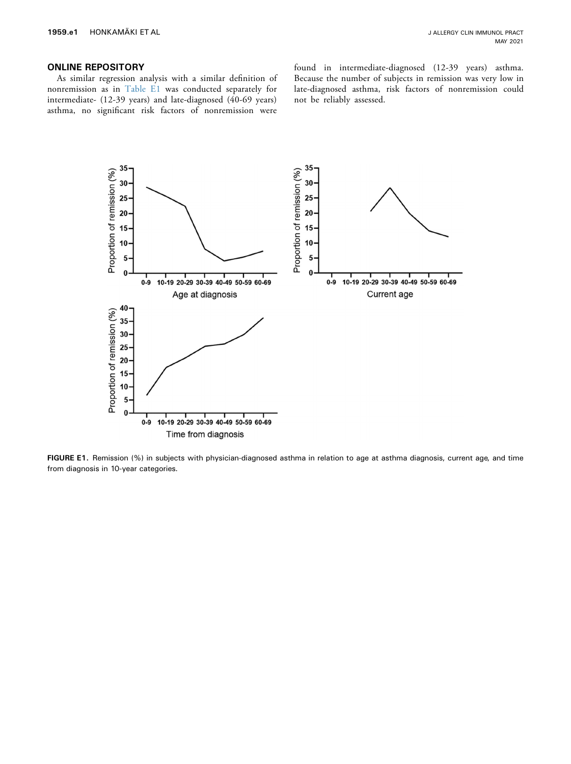## ONLINE REPOSITORY

As similar regression analysis with a similar definition of nonremission as in Table E1 was conducted separately for intermediate- (12-39 years) and late-diagnosed (40-69 years) asthma, no significant risk factors of nonremission were found in intermediate-diagnosed (12-39 years) asthma. Because the number of subjects in remission was very low in late-diagnosed asthma, risk factors of nonremission could not be reliably assessed.

Proportion of remission (%)
0 5 10 15 20 25 30 35
0-9 10-19 20-29 30-39 40-49 50-59 60-69
Age at diagnosis

Proportion of remission (%)
0 5 10 15 20 25 30 35
0-9 10-19 20-29 30-39 40-49 50-59 60-69
Current age

Proportion of remission (%)
0 5 10 15 20 25 30 35 40
0-9 10-19 20-29 30-39 40-49 50-59 60-69
Time from diagnosis

**FIGURE E1.** Remission (%) in subjects with physician-diagnosed asthma in relation to age at asthma diagnosis, current age, and time from diagnosis in 10-year categories.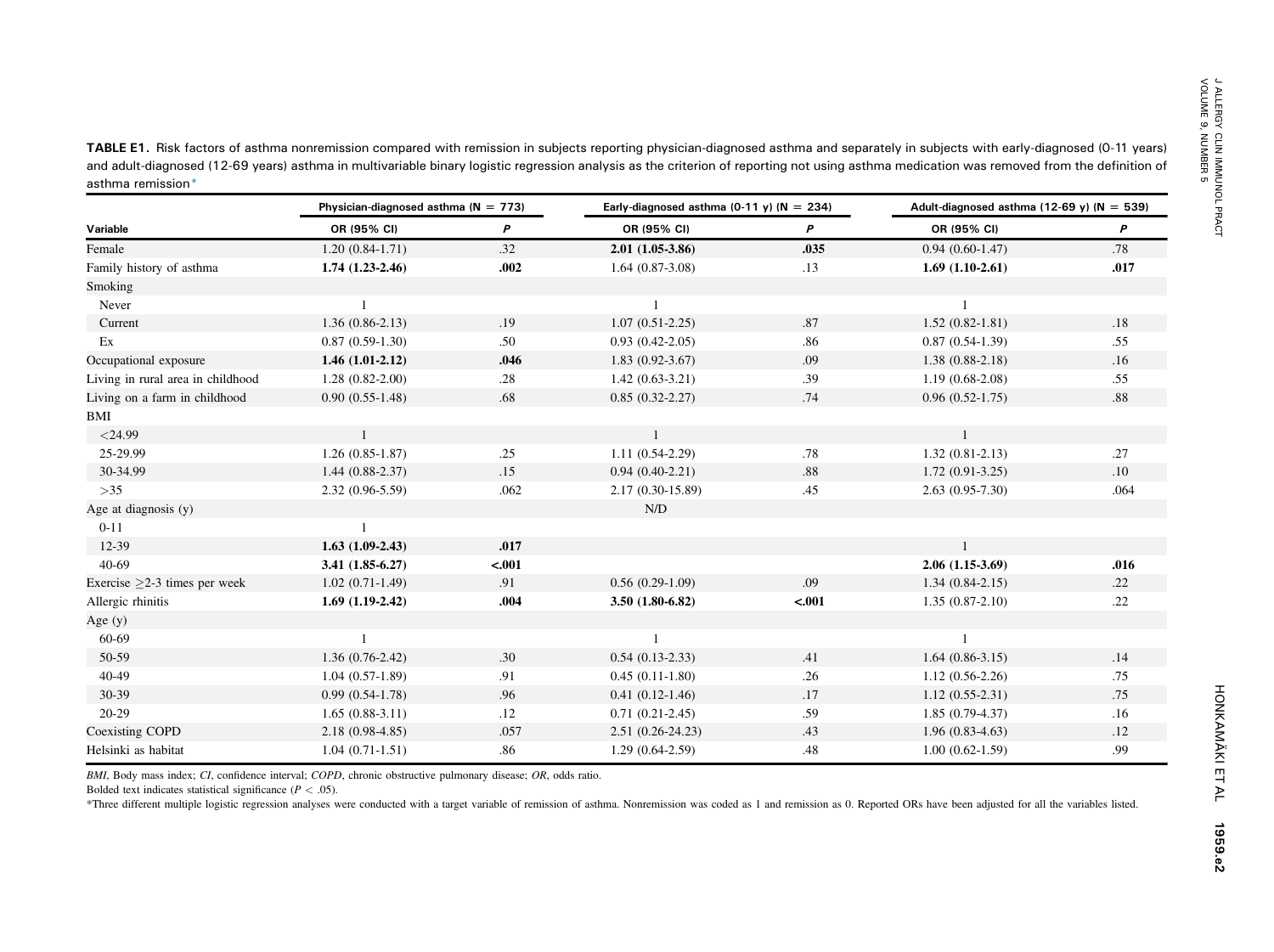**TABLE E1.** Risk factors of asthma nonremission compared with remission in subjects reporting physician-diagnosed asthma and separately in subjects with early-diagnosed (0-11 years) and adult-diagnosed (12-69 years) asthma in multivariable binary logistic regression analysis as the criterion of reporting not using asthma medication was removed from the definition of asthma remission*

| | Physician-diagnosed asthma (N = 773) | | Early-diagnosed asthma (0-11 y) (N = 234) | | Adult-diagnosed asthma (12-69 y) (N = 539) | |
|---|---|---|---|---|---|---|
| Variable | OR (95% CI) | *P* | OR (95% CI) | *P* | OR (95% CI) | *P* |
| Female | 1.20 (0.84-1.71) | .32 | **2.01 (1.05-3.86)** | **.035** | 0.94 (0.60-1.47) | .78 |
| Family history of asthma | **1.74 (1.23-2.46)** | **.002** | 1.64 (0.87-3.08) | .13 | **1.69 (1.10-2.61)** | **.017** |
| Smoking | | | | | | |
| Never | 1 | | 1 | | 1 | |
| Current | 1.36 (0.86-2.13) | .19 | 1.07 (0.51-2.25) | .87 | 1.52 (0.82-1.81) | .18 |
| Ex | 0.87 (0.59-1.30) | .50 | 0.93 (0.42-2.05) | .86 | 0.87 (0.54-1.39) | .55 |
| Occupational exposure | **1.46 (1.01-2.12)** | **.046** | 1.83 (0.92-3.67) | .09 | 1.38 (0.88-2.18) | .16 |
| Living in rural area in childhood | 1.28 (0.82-2.00) | .28 | 1.42 (0.63-3.21) | .39 | 1.19 (0.68-2.08) | .55 |
| Living on a farm in childhood | 0.90 (0.55-1.48) | .68 | 0.85 (0.32-2.27) | .74 | 0.96 (0.52-1.75) | .88 |
| BMI | | | | | | |
| <24.99 | 1 | | 1 | | 1 | |
| 25-29.99 | 1.26 (0.85-1.87) | .25 | 1.11 (0.54-2.29) | .78 | 1.32 (0.81-2.13) | .27 |
| 30-34.99 | 1.44 (0.88-2.37) | .15 | 0.94 (0.40-2.21) | .88 | 1.72 (0.91-3.25) | .10 |
| >35 | 2.32 (0.96-5.59) | .062 | 2.17 (0.30-15.89) | .45 | 2.63 (0.95-7.30) | .064 |
| Age at diagnosis (y) | | | N/D | | | |
| 0-11 | 1 | | | | | |
| 12-39 | **1.63 (1.09-2.43)** | **.017** | | | 1 | |
| 40-69 | **3.41 (1.85-6.27)** | **<.001** | | | **2.06 (1.15-3.69)** | **.016** |
| Exercise ≥2-3 times per week | 1.02 (0.71-1.49) | .91 | 0.56 (0.29-1.09) | .09 | 1.34 (0.84-2.15) | .22 |
| Allergic rhinitis | **1.69 (1.19-2.42)** | **.004** | **3.50 (1.80-6.82)** | **<.001** | 1.35 (0.87-2.10) | .22 |
| Age (y) | | | | | | |
| 60-69 | 1 | | 1 | | 1 | |
| 50-59 | 1.36 (0.76-2.42) | .30 | 0.54 (0.13-2.33) | .41 | 1.64 (0.86-3.15) | .14 |
| 40-49 | 1.04 (0.57-1.89) | .91 | 0.45 (0.11-1.80) | .26 | 1.12 (0.56-2.26) | .75 |
| 30-39 | 0.99 (0.54-1.78) | .96 | 0.41 (0.12-1.46) | .17 | 1.12 (0.55-2.31) | .75 |
| 20-29 | 1.65 (0.88-3.11) | .12 | 0.71 (0.21-2.45) | .59 | 1.85 (0.79-4.37) | .16 |
| Coexisting COPD | 2.18 (0.98-4.85) | .057 | 2.51 (0.26-24.23) | .43 | 1.96 (0.83-4.63) | .12 |
| Helsinki as habitat | 1.04 (0.71-1.51) | .86 | 1.29 (0.64-2.59) | .48 | 1.00 (0.62-1.59) | .99 |

*BMI*, Body mass index; *CI*, confidence interval; *COPD*, chronic obstructive pulmonary disease; *OR*, odds ratio.

Bolded text indicates statistical significance ($P < .05$).

*Three different multiple logistic regression analyses were conducted with a target variable of remission of asthma. Nonremission was coded as 1 and remission as 0. Reported ORs have been adjusted for all the variables listed.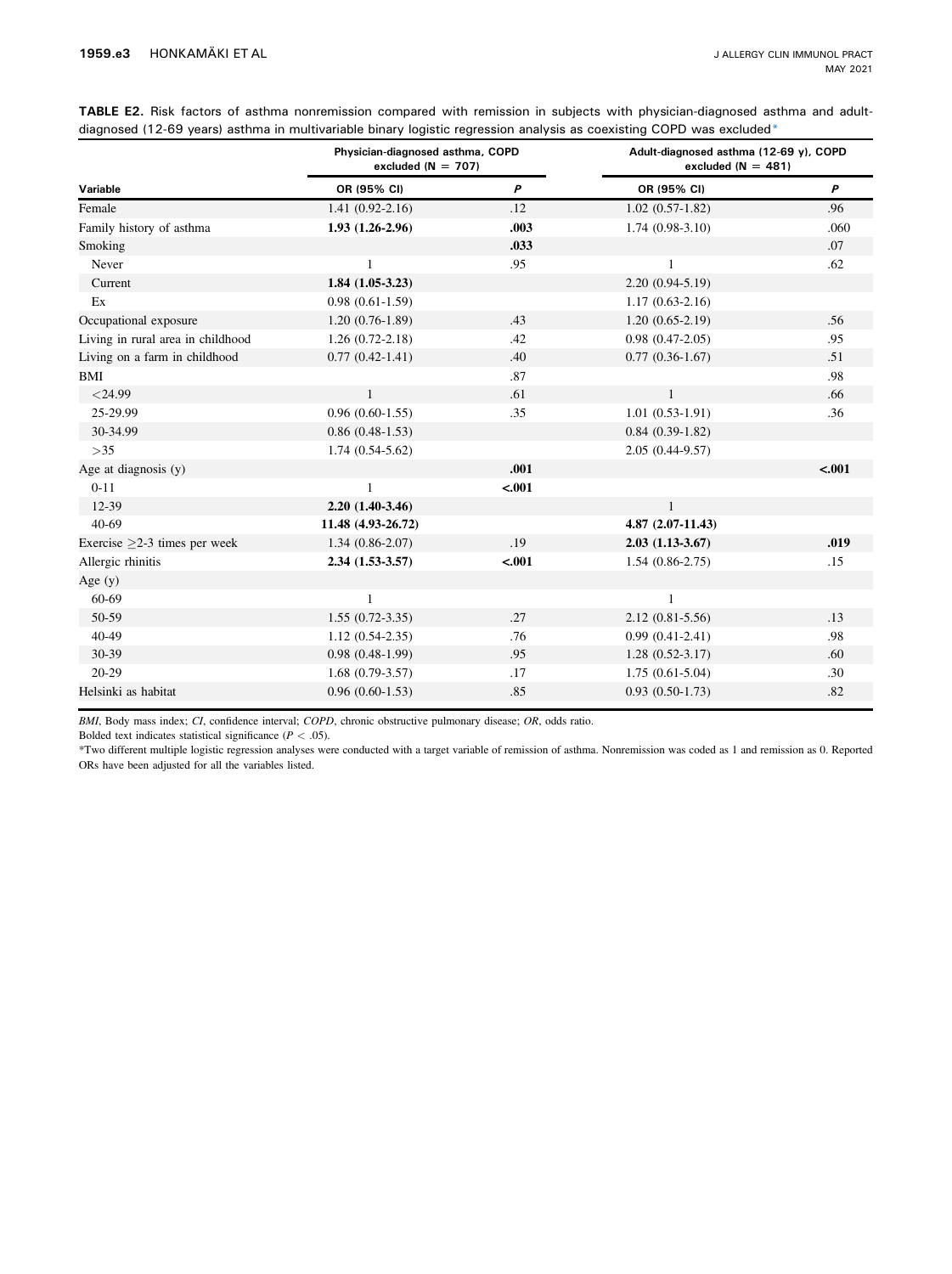**TABLE E2.** Risk factors of asthma nonremission compared with remission in subjects with physician-diagnosed asthma and adult-diagnosed (12-69 years) asthma in multivariable binary logistic regression analysis as coexisting COPD was excluded*

| | Physician-diagnosed asthma, COPD excluded (N = 707) | | Adult-diagnosed asthma (12-69 y), COPD excluded (N = 481) | |
|---|---|---|---|---|
| **Variable** | **OR (95% CI)** | ***P*** | **OR (95% CI)** | ***P*** |
| Female | 1.41 (0.92-2.16) | .12 | 1.02 (0.57-1.82) | .96 |
| Family history of asthma | **1.93 (1.26-2.96)** | **.003** | 1.74 (0.98-3.10) | .060 |
| Smoking | | **.033** | | .07 |
| Never | 1 | .95 | 1 | .62 |
| Current | **1.84 (1.05-3.23)** | | 2.20 (0.94-5.19) | |
| Ex | 0.98 (0.61-1.59) | | 1.17 (0.63-2.16) | |
| Occupational exposure | 1.20 (0.76-1.89) | .43 | 1.20 (0.65-2.19) | .56 |
| Living in rural area in childhood | 1.26 (0.72-2.18) | .42 | 0.98 (0.47-2.05) | .95 |
| Living on a farm in childhood | 0.77 (0.42-1.41) | .40 | 0.77 (0.36-1.67) | .51 |
| BMI | | .87 | | .98 |
| <24.99 | 1 | .61 | 1 | .66 |
| 25-29.99 | 0.96 (0.60-1.55) | .35 | 1.01 (0.53-1.91) | .36 |
| 30-34.99 | 0.86 (0.48-1.53) | | 0.84 (0.39-1.82) | |
| >35 | 1.74 (0.54-5.62) | | 2.05 (0.44-9.57) | |
| Age at diagnosis (y) | | **.001** | | **<.001** |
| 0-11 | 1 | **<.001** | | |
| 12-39 | **2.20 (1.40-3.46)** | | 1 | |
| 40-69 | **11.48 (4.93-26.72)** | | **4.87 (2.07-11.43)** | |
| Exercise ≥2-3 times per week | 1.34 (0.86-2.07) | .19 | **2.03 (1.13-3.67)** | **.019** |
| Allergic rhinitis | **2.34 (1.53-3.57)** | **<.001** | 1.54 (0.86-2.75) | .15 |
| Age (y) | | | | |
| 60-69 | 1 | | 1 | |
| 50-59 | 1.55 (0.72-3.35) | .27 | 2.12 (0.81-5.56) | .13 |
| 40-49 | 1.12 (0.54-2.35) | .76 | 0.99 (0.41-2.41) | .98 |
| 30-39 | 0.98 (0.48-1.99) | .95 | 1.28 (0.52-3.17) | .60 |
| 20-29 | 1.68 (0.79-3.57) | .17 | 1.75 (0.61-5.04) | .30 |
| Helsinki as habitat | 0.96 (0.60-1.53) | .85 | 0.93 (0.50-1.73) | .82 |

*BMI*, Body mass index; *CI*, confidence interval; *COPD*, chronic obstructive pulmonary disease; *OR*, odds ratio.

Bolded text indicates statistical significance ($P < .05$).

*Two different multiple logistic regression analyses were conducted with a target variable of remission of asthma. Nonremission was coded as 1 and remission as 0. Reported ORs have been adjusted for all the variables listed.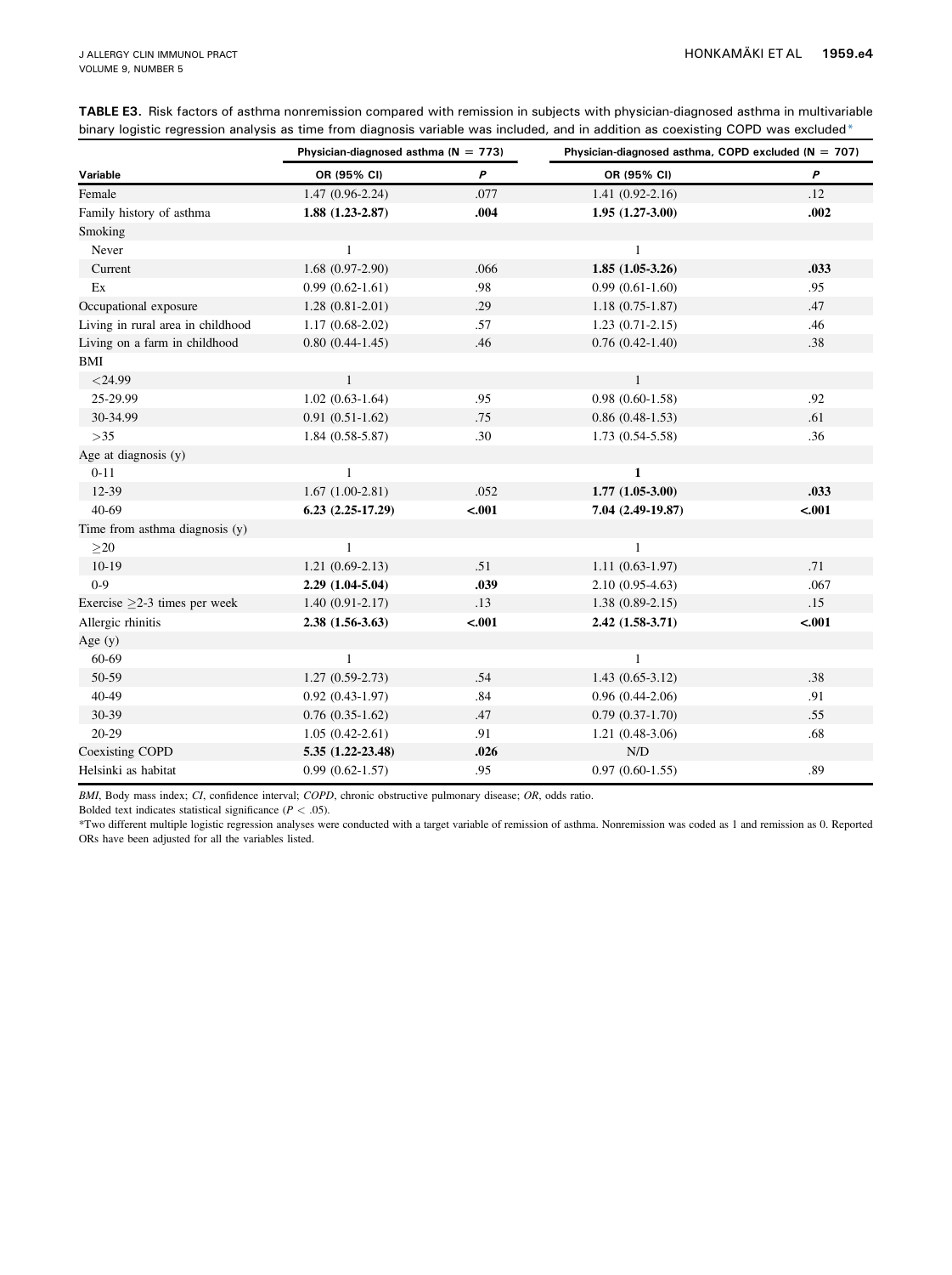**TABLE E3.** Risk factors of asthma nonremission compared with remission in subjects with physician-diagnosed asthma in multivariable binary logistic regression analysis as time from diagnosis variable was included, and in addition as coexisting COPD was excluded*

| Variable | Physician-diagnosed asthma (N = 773) | | Physician-diagnosed asthma, COPD excluded (N = 707) | |
|---|---|---|---|---|
| | OR (95% CI) | *P* | OR (95% CI) | *P* |
| Female | 1.47 (0.96-2.24) | .077 | 1.41 (0.92-2.16) | .12 |
| Family history of asthma | **1.88 (1.23-2.87)** | **.004** | **1.95 (1.27-3.00)** | **.002** |
| Smoking | | | | |
| Never | 1 | | 1 | |
| Current | 1.68 (0.97-2.90) | .066 | **1.85 (1.05-3.26)** | **.033** |
| Ex | 0.99 (0.62-1.61) | .98 | 0.99 (0.61-1.60) | .95 |
| Occupational exposure | 1.28 (0.81-2.01) | .29 | 1.18 (0.75-1.87) | .47 |
| Living in rural area in childhood | 1.17 (0.68-2.02) | .57 | 1.23 (0.71-2.15) | .46 |
| Living on a farm in childhood | 0.80 (0.44-1.45) | .46 | 0.76 (0.42-1.40) | .38 |
| BMI | | | | |
| <24.99 | 1 | | 1 | |
| 25-29.99 | 1.02 (0.63-1.64) | .95 | 0.98 (0.60-1.58) | .92 |
| 30-34.99 | 0.91 (0.51-1.62) | .75 | 0.86 (0.48-1.53) | .61 |
| >35 | 1.84 (0.58-5.87) | .30 | 1.73 (0.54-5.58) | .36 |
| Age at diagnosis (y) | | | | |
| 0-11 | 1 | | **1** | |
| 12-39 | 1.67 (1.00-2.81) | .052 | **1.77 (1.05-3.00)** | **.033** |
| 40-69 | **6.23 (2.25-17.29)** | **<.001** | **7.04 (2.49-19.87)** | **<.001** |
| Time from asthma diagnosis (y) | | | | |
| ≥20 | 1 | | 1 | |
| 10-19 | 1.21 (0.69-2.13) | .51 | 1.11 (0.63-1.97) | .71 |
| 0-9 | **2.29 (1.04-5.04)** | **.039** | 2.10 (0.95-4.63) | .067 |
| Exercise ≥2-3 times per week | 1.40 (0.91-2.17) | .13 | 1.38 (0.89-2.15) | .15 |
| Allergic rhinitis | **2.38 (1.56-3.63)** | **<.001** | **2.42 (1.58-3.71)** | **<.001** |
| Age (y) | | | | |
| 60-69 | 1 | | 1 | |
| 50-59 | 1.27 (0.59-2.73) | .54 | 1.43 (0.65-3.12) | .38 |
| 40-49 | 0.92 (0.43-1.97) | .84 | 0.96 (0.44-2.06) | .91 |
| 30-39 | 0.76 (0.35-1.62) | .47 | 0.79 (0.37-1.70) | .55 |
| 20-29 | 1.05 (0.42-2.61) | .91 | 1.21 (0.48-3.06) | .68 |
| Coexisting COPD | **5.35 (1.22-23.48)** | **.026** | N/D | |
| Helsinki as habitat | 0.99 (0.62-1.57) | .95 | 0.97 (0.60-1.55) | .89 |

*BMI*, Body mass index; *CI*, confidence interval; *COPD*, chronic obstructive pulmonary disease; *OR*, odds ratio.

Bolded text indicates statistical significance ($P < .05$).

*Two different multiple logistic regression analyses were conducted with a target variable of remission of asthma. Nonremission was coded as 1 and remission as 0. Reported ORs have been adjusted for all the variables listed.